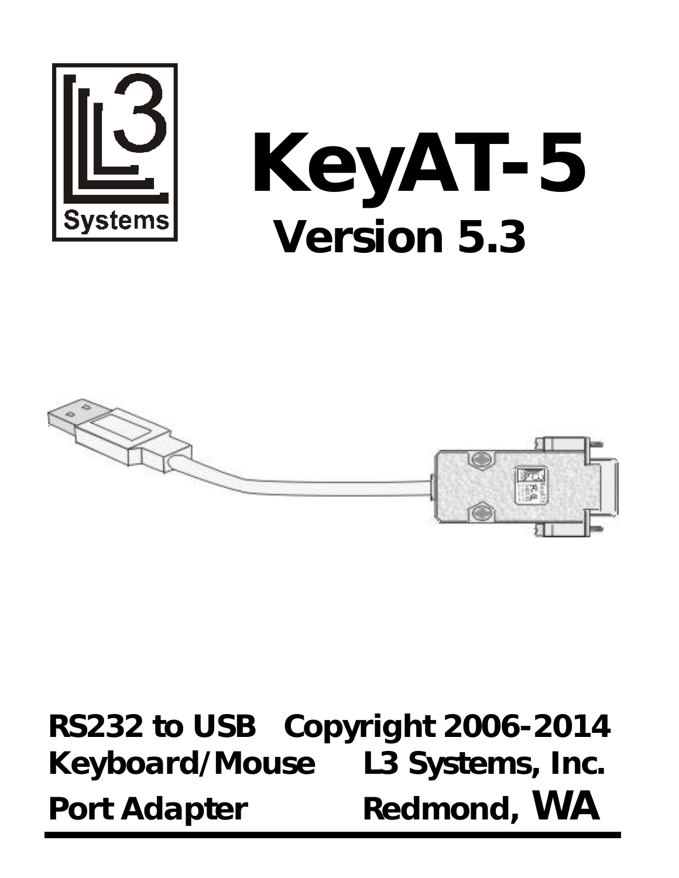L3 Systems

# KeyAT-5

## Version 5.3

**RS232 to USB Keyboard/Mouse Port Adapter**

**Copyright 2006-2014 L3 Systems, Inc. Redmond, WA**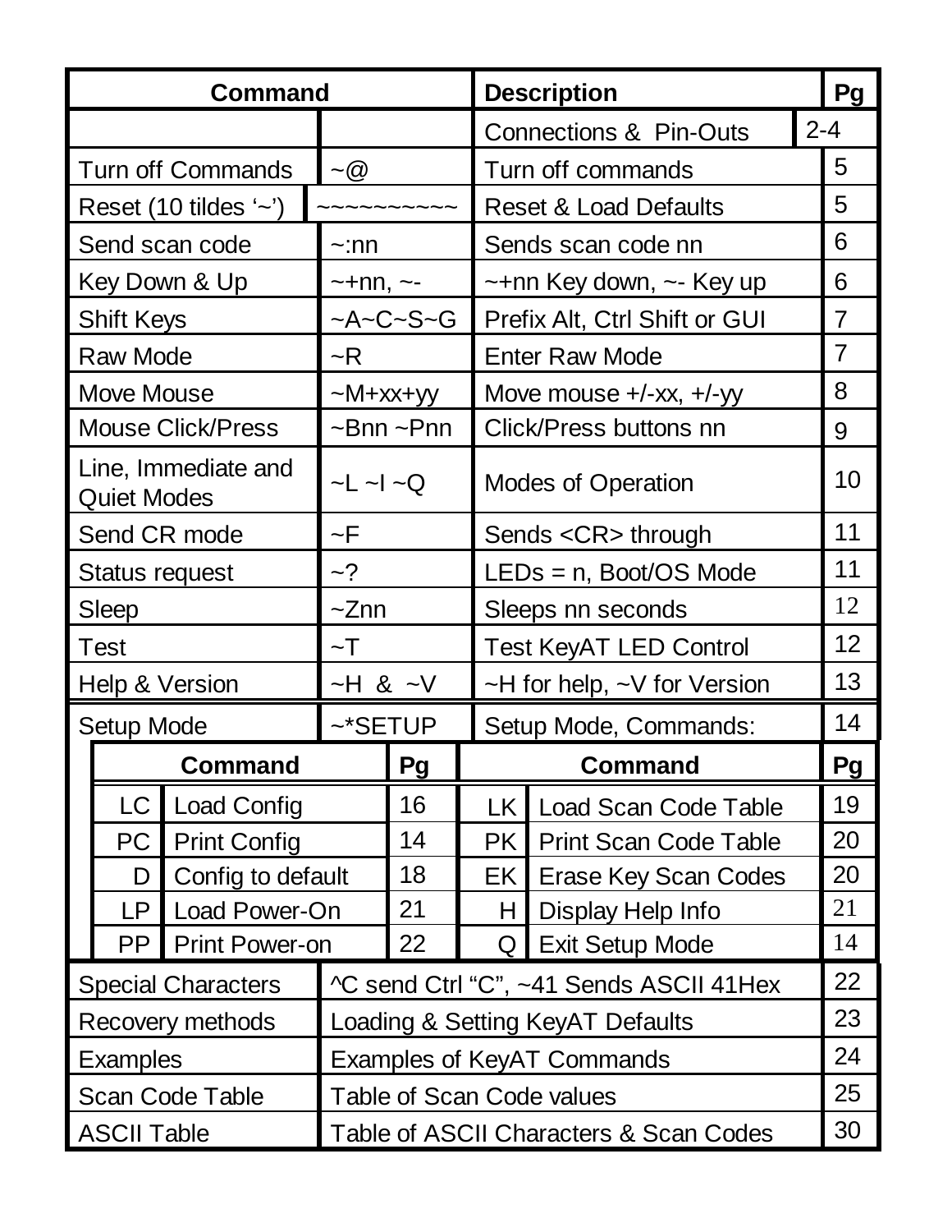| Command | | Description | Pg |
|---|---|---|---|
| | | Connections & Pin-Outs | 2-4 |
| Turn off Commands | ~@ | Turn off commands | 5 |
| Reset (10 tildes '~') | ~~~~~~~~~~ | Reset & Load Defaults | 5 |
| Send scan code | ~:nn | Sends scan code nn | 6 |
| Key Down & Up | ~+nn, ~- | ~+nn Key down, ~- Key up | 6 |
| Shift Keys | ~A~C~S~G | Prefix Alt, Ctrl Shift or GUI | 7 |
| Raw Mode | ~R | Enter Raw Mode | 7 |
| Move Mouse | ~M+xx+yy | Move mouse +/-xx, +/-yy | 8 |
| Mouse Click/Press | ~Bnn ~Pnn | Click/Press buttons nn | 9 |
| Line, Immediate and Quiet Modes | ~L ~I ~Q | Modes of Operation | 10 |
| Send CR mode | ~F | Sends <CR> through | 11 |
| Status request | ~? | LEDs = n, Boot/OS Mode | 11 |
| Sleep | ~Znn | Sleeps nn seconds | 12 |
| Test | ~T | Test KeyAT LED Control | 12 |
| Help & Version | ~H & ~V | ~H for help, ~V for Version | 13 |
| Setup Mode | ~*SETUP | Setup Mode, Commands: | 14 |

| Command | | Pg | Command | | Pg |
|---|---|---|---|---|---|
| LC | Load Config | 16 | LK | Load Scan Code Table | 19 |
| PC | Print Config | 14 | PK | Print Scan Code Table | 20 |
| D | Config to default | 18 | EK | Erase Key Scan Codes | 20 |
| LP | Load Power-On | 21 | H | Display Help Info | 21 |
| PP | Print Power-on | 22 | Q | Exit Setup Mode | 14 |

| | | |
|---|---|---|
| Special Characters | ^C send Ctrl "C", ~41 Sends ASCII 41Hex | 22 |
| Recovery methods | Loading & Setting KeyAT Defaults | 23 |
| Examples | Examples of KeyAT Commands | 24 |
| Scan Code Table | Table of Scan Code values | 25 |
| ASCII Table | Table of ASCII Characters & Scan Codes | 30 |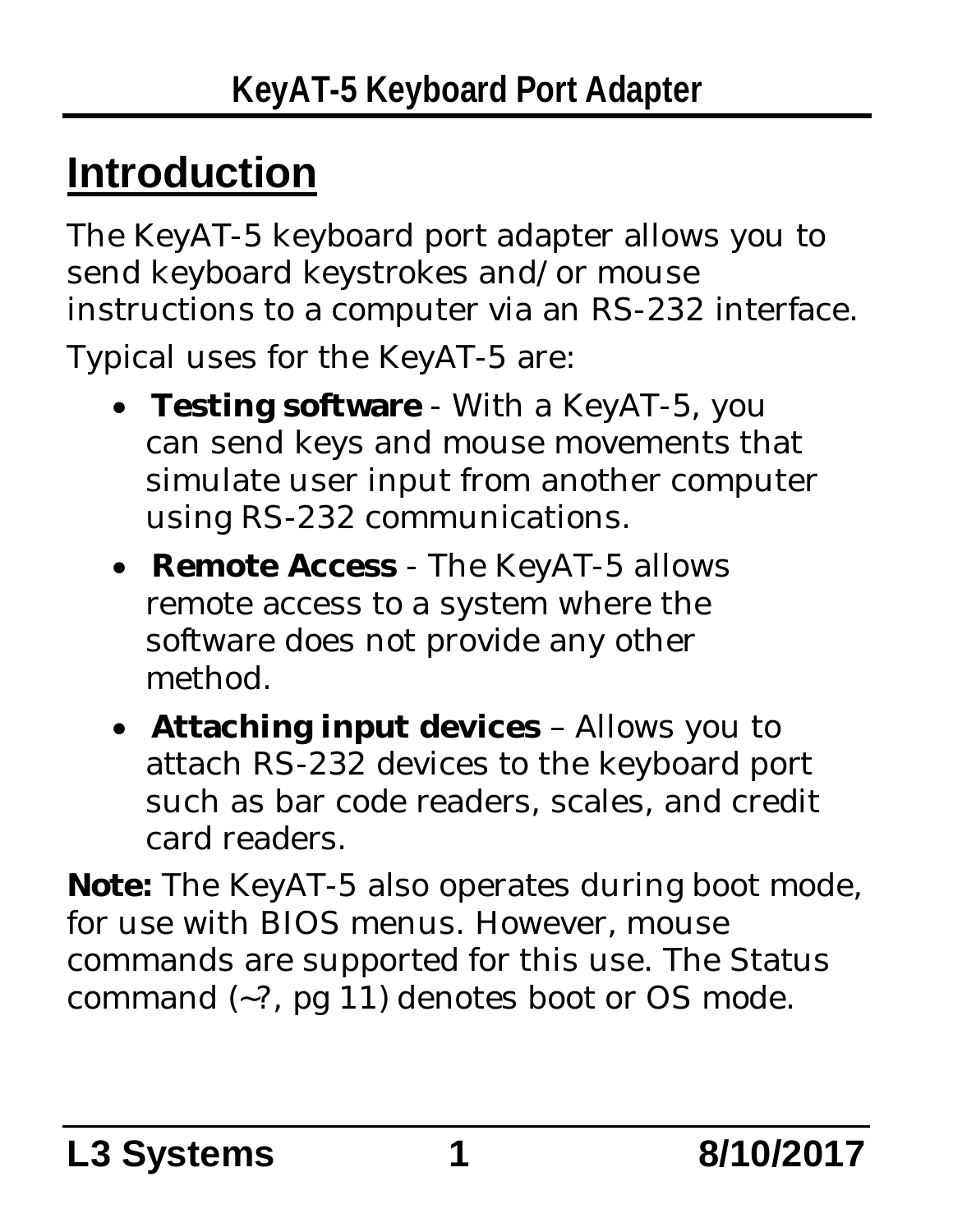# Introduction

The KeyAT-5 keyboard port adapter allows you to send keyboard keystrokes and/or mouse instructions to a computer via an RS-232 interface.

Typical uses for the KeyAT-5 are:

- **Testing software** - With a KeyAT-5, you can send keys and mouse movements that simulate user input from another computer using RS-232 communications.
- **Remote Access** - The KeyAT-5 allows remote access to a system where the software does not provide any other method.
- **Attaching input devices** – Allows you to attach RS-232 devices to the keyboard port such as bar code readers, scales, and credit card readers.

**Note:** The KeyAT-5 also operates during boot mode, for use with BIOS menus. However, mouse commands are supported for this use. The Status command (~?, pg 11) denotes boot or OS mode.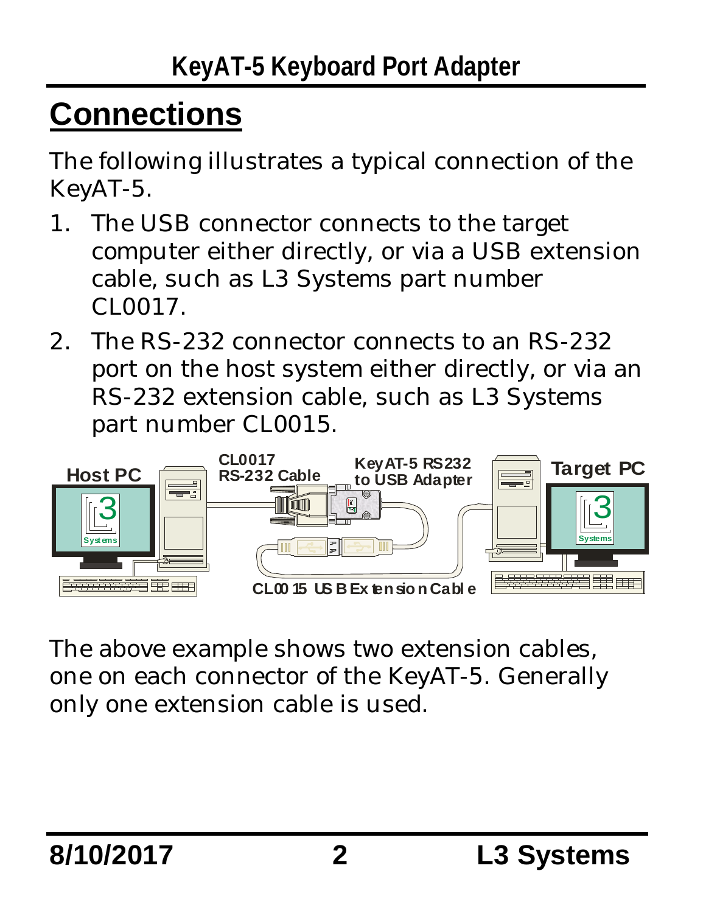# Connections

The following illustrates a typical connection of the KeyAT-5.

1. The USB connector connects to the target computer either directly, or via a USB extension cable, such as L3 Systems part number CL0017.
2. The RS-232 connector connects to an RS-232 port on the host system either directly, or via an RS-232 extension cable, such as L3 Systems part number CL0015.

The above example shows two extension cables, one on each connector of the KeyAT-5. Generally only one extension cable is used.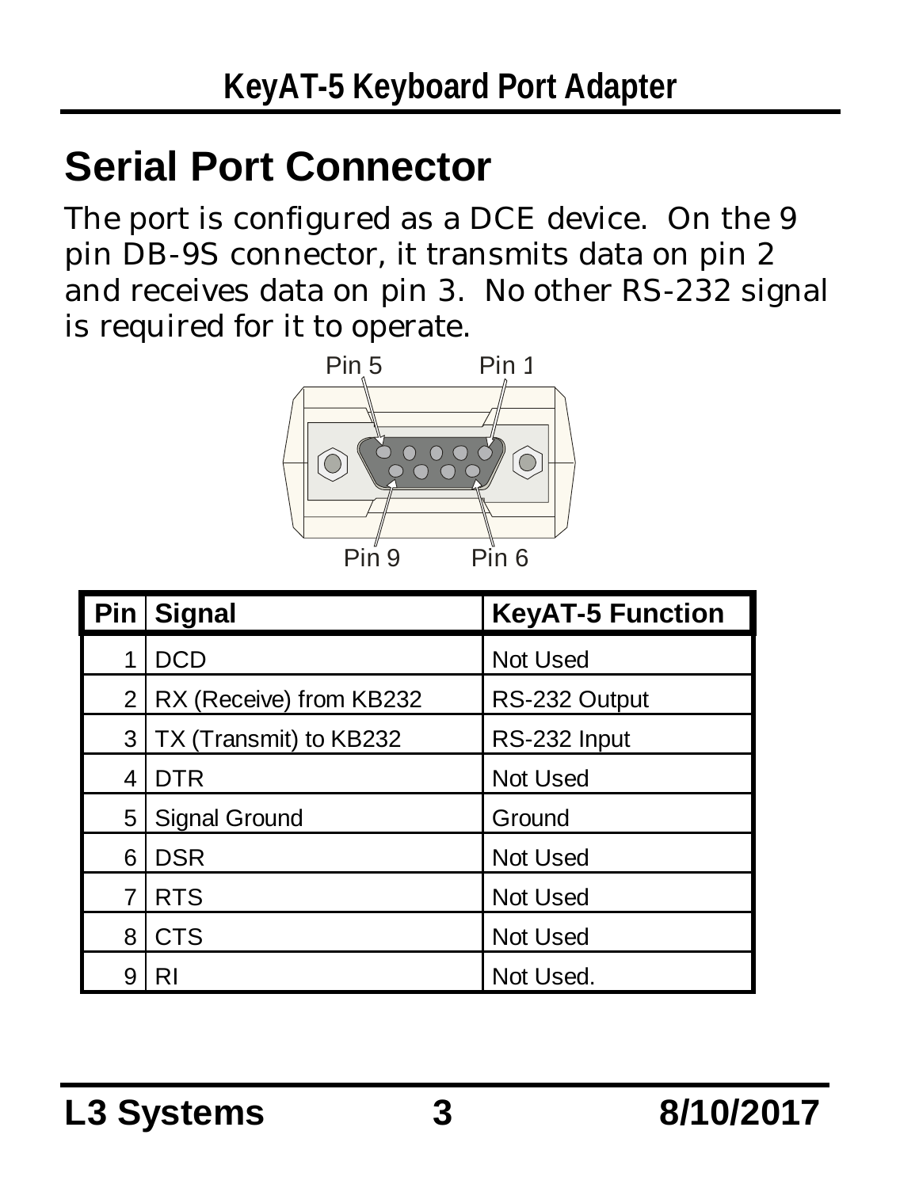## Serial Port Connector

The port is configured as a DCE device. On the 9 pin DB-9S connector, it transmits data on pin 2 and receives data on pin 3. No other RS-232 signal is required for it to operate.

| Pin | Signal | KeyAT-5 Function |
|---|---|---|
| 1 | DCD | Not Used |
| 2 | RX (Receive) from KB232 | RS-232 Output |
| 3 | TX (Transmit) to KB232 | RS-232 Input |
| 4 | DTR | Not Used |
| 5 | Signal Ground | Ground |
| 6 | DSR | Not Used |
| 7 | RTS | Not Used |
| 8 | CTS | Not Used |
| 9 | RI | Not Used. |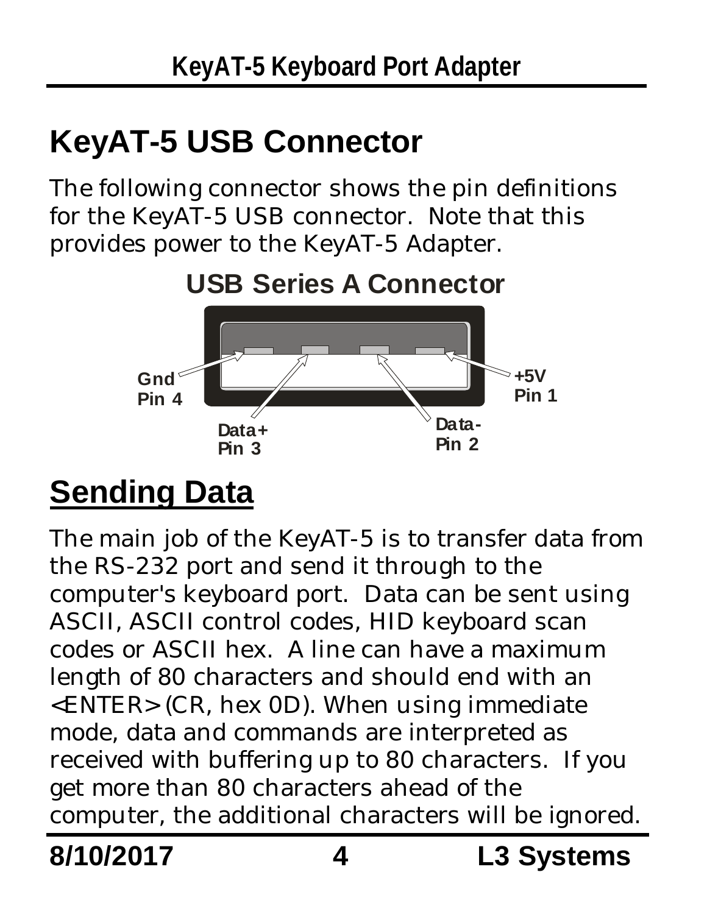# KeyAT-5 USB Connector

The following connector shows the pin definitions for the KeyAT-5 USB connector. Note that this provides power to the KeyAT-5 Adapter.

**USB Series A Connector**

Gnd Pin 4

Data+ Pin 3

Data- Pin 2

+5V Pin 1

## Sending Data

The main job of the KeyAT-5 is to transfer data from the RS-232 port and send it through to the computer's keyboard port. Data can be sent using ASCII, ASCII control codes, HID keyboard scan codes or ASCII hex. A line can have a maximum length of 80 characters and should end with an <ENTER> (CR, hex 0D). When using immediate mode, data and commands are interpreted as received with buffering up to 80 characters. If you get more than 80 characters ahead of the computer, the additional characters will be ignored.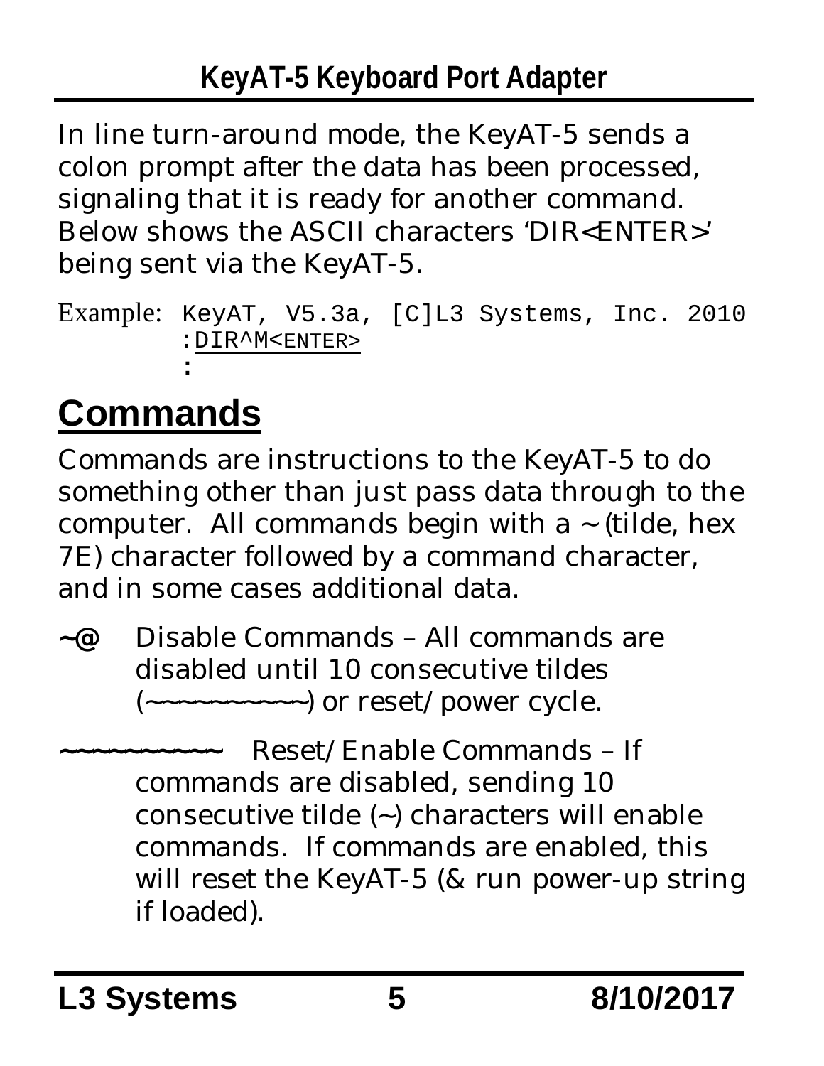In line turn-around mode, the KeyAT-5 sends a colon prompt after the data has been processed, signaling that it is ready for another command. Below shows the ASCII characters 'DIR<ENTER>' being sent via the KeyAT-5.

Example:
```
KeyAT, V5.3a, [C]L3 Systems, Inc. 2010
:DIR^M<ENTER>
:
```

# Commands

Commands are instructions to the KeyAT-5 to do something other than just pass data through to the computer. All commands begin with a ~ (tilde, hex 7E) character followed by a command character, and in some cases additional data.

**~@** Disable Commands – All commands are disabled until 10 consecutive tildes (~~~~~~~~~~) or reset/power cycle.

**~~~~~~~~~~** Reset/Enable Commands – If commands are disabled, sending 10 consecutive tilde (~) characters will enable commands. If commands are enabled, this will reset the KeyAT-5 (& run power-up string if loaded).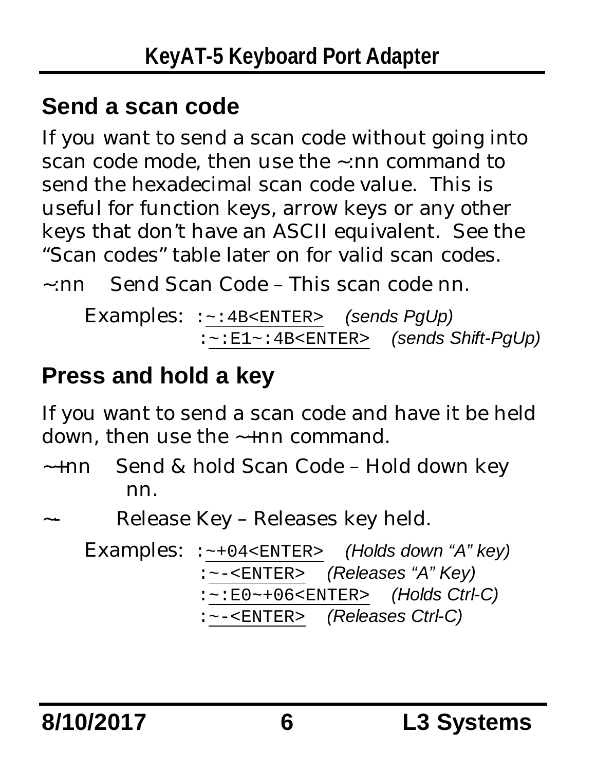## Send a scan code

If you want to send a scan code without going into scan code mode, then use the ~:nn command to send the hexadecimal scan code value. This is useful for function keys, arrow keys or any other keys that don't have an ASCII equivalent. See the "Scan codes" table later on for valid scan codes.

~:nn Send Scan Code – This scan code nn.

Examples: `:~:4B<ENTER>` *(sends PgUp)*
`:~:E1~:4B<ENTER>` *(sends Shift-PgUp)*

## Press and hold a key

If you want to send a scan code and have it be held down, then use the ~+nn command.

~+nn Send & hold Scan Code – Hold down key nn.

~- Release Key – Releases key held.

Examples: `:~+04<ENTER>` *(Holds down "A" key)*
`:~-<ENTER>` *(Releases "A" Key)*
`:~:E0~+06<ENTER>` *(Holds Ctrl-C)*
`:~-<ENTER>` *(Releases Ctrl-C)*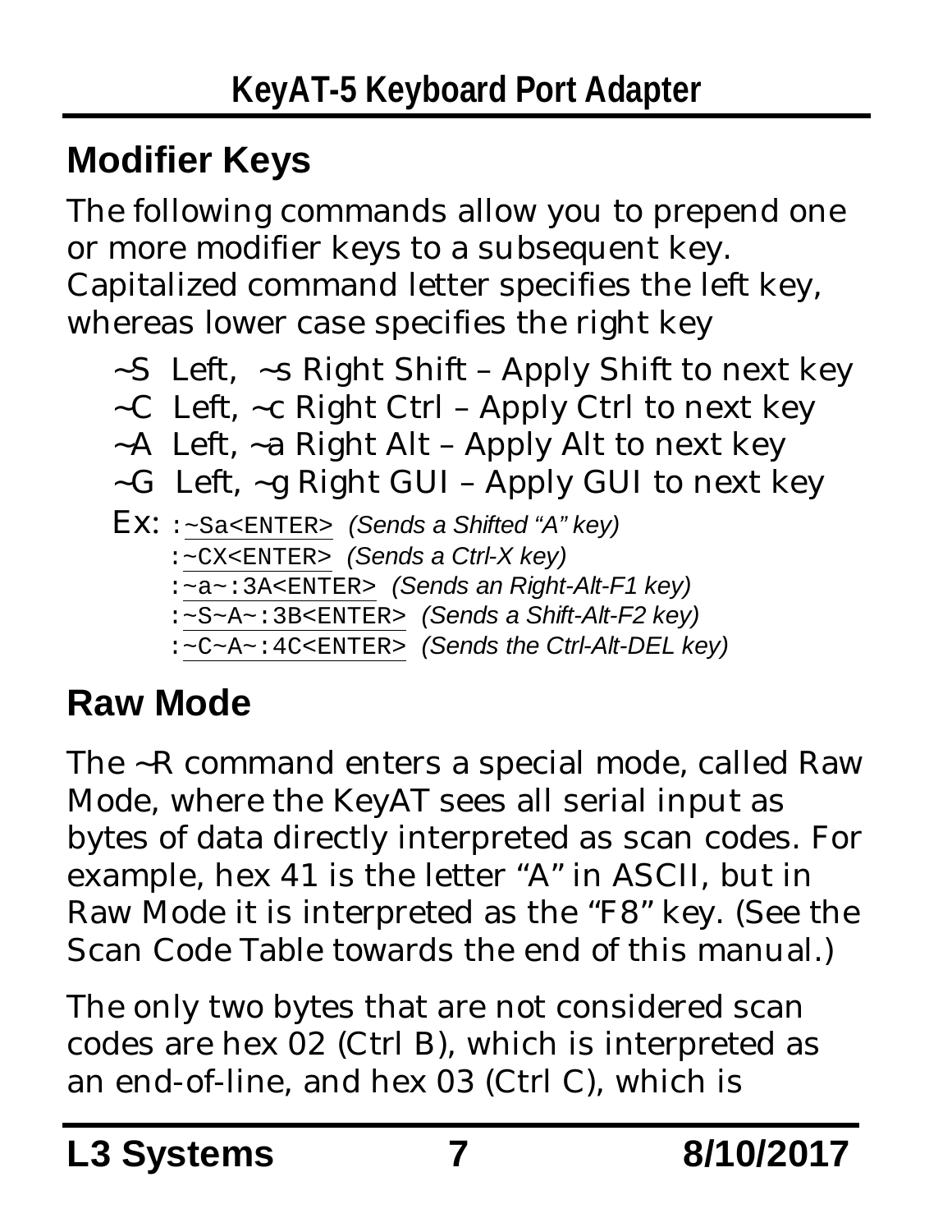## Modifier Keys

The following commands allow you to prepend one or more modifier keys to a subsequent key. Capitalized command letter specifies the left key, whereas lower case specifies the right key

- ~S Left, ~s Right Shift – Apply Shift to next key
- ~C Left, ~c Right Ctrl – Apply Ctrl to next key
- ~A Left, ~a Right Alt – Apply Alt to next key
- ~G Left, ~g Right GUI – Apply GUI to next key

Ex: `:~Sa<ENTER>` *(Sends a Shifted "A" key)*
`:~CX<ENTER>` *(Sends a Ctrl-X key)*
`:~a~:3A<ENTER>` *(Sends an Right-Alt-F1 key)*
`:~S~A~:3B<ENTER>` *(Sends a Shift-Alt-F2 key)*
`:~C~A~:4C<ENTER>` *(Sends the Ctrl-Alt-DEL key)*

## Raw Mode

The ~R command enters a special mode, called Raw Mode, where the KeyAT sees all serial input as bytes of data directly interpreted as scan codes. For example, hex 41 is the letter "A" in ASCII, but in Raw Mode it is interpreted as the "F8" key. (See the Scan Code Table towards the end of this manual.)

The only two bytes that are not considered scan codes are hex 02 (Ctrl B), which is interpreted as an end-of-line, and hex 03 (Ctrl C), which is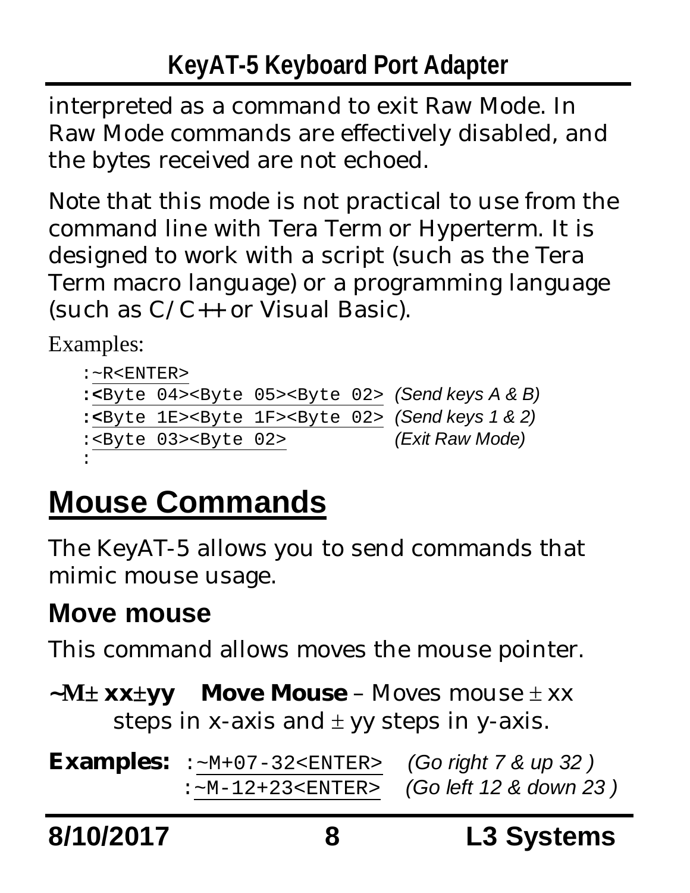interpreted as a command to exit Raw Mode. In Raw Mode commands are effectively disabled, and the bytes received are not echoed.

Note that this mode is not practical to use from the command line with Tera Term or Hyperterm. It is designed to work with a script (such as the Tera Term macro language) or a programming language (such as C/C++ or Visual Basic).

Examples:

```
:~R<ENTER>
:<Byte 04><Byte 05><Byte 02>   (Send keys A & B)
:<Byte 1E><Byte 1F><Byte 02>   (Send keys 1 & 2)
:<Byte 03><Byte 02>            (Exit Raw Mode)
:
```

# Mouse Commands

The KeyAT-5 allows you to send commands that mimic mouse usage.

## Move mouse

This command allows moves the mouse pointer.

**~M± xx±yy** **Move Mouse** – Moves mouse ± xx steps in x-axis and ± yy steps in y-axis.

**Examples:**

```
:~M+07-32<ENTER>   (Go right 7 & up 32 )
:~M-12+23<ENTER>   (Go left 12 & down 23 )
```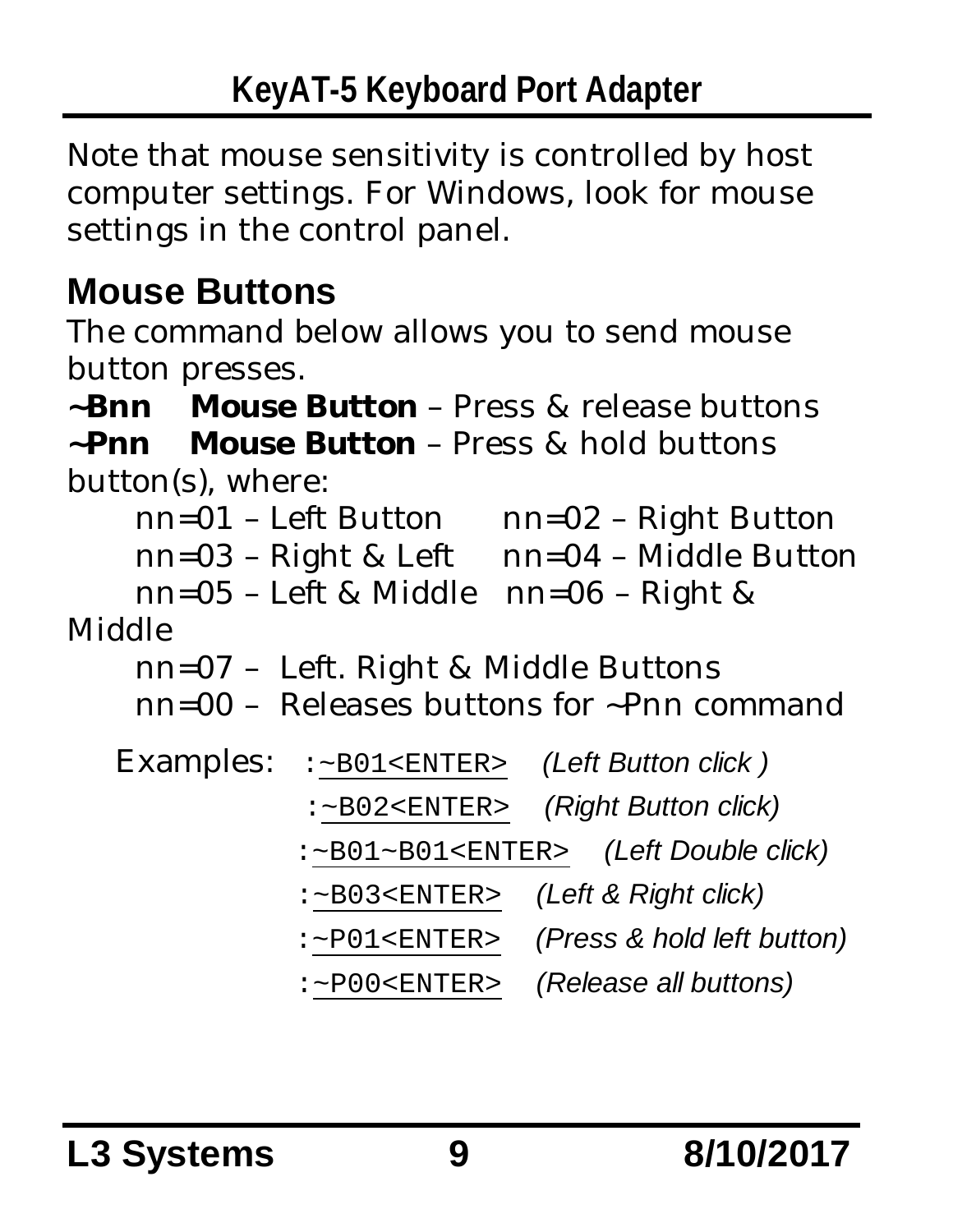Note that mouse sensitivity is controlled by host computer settings. For Windows, look for mouse settings in the control panel.

## Mouse Buttons

The command below allows you to send mouse button presses.

**~Bnn Mouse Button** – Press & release buttons
**~Pnn Mouse Button** – Press & hold buttons
button(s), where:

nn=01 – Left Button nn=02 – Right Button
nn=03 – Right & Left nn=04 – Middle Button
nn=05 – Left & Middle nn=06 – Right & Middle
nn=07 – Left. Right & Middle Buttons
nn=00 – Releases buttons for ~Pnn command

Examples:

| Command | Description |
|---|---|
| `:~B01<ENTER>` | *(Left Button click )* |
| `:~B02<ENTER>` | *(Right Button click)* |
| `:~B01~B01<ENTER>` | *(Left Double click)* |
| `:~B03<ENTER>` | *(Left & Right click)* |
| `:~P01<ENTER>` | *(Press & hold left button)* |
| `:~P00<ENTER>` | *(Release all buttons)* |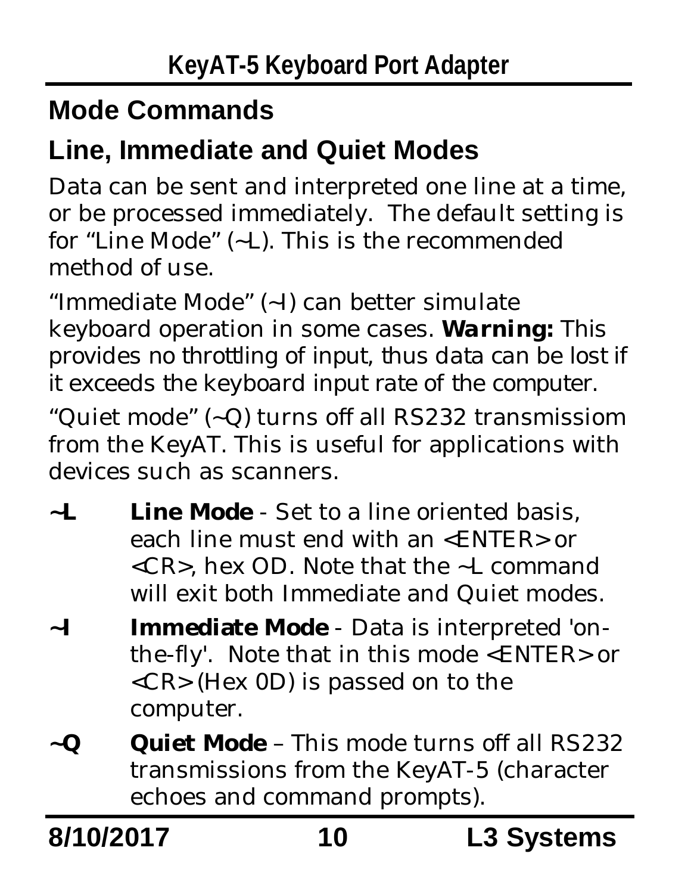## Mode Commands

## Line, Immediate and Quiet Modes

Data can be sent and interpreted one line at a time, or be processed immediately. The default setting is for "Line Mode" (~L). This is the recommended method of use.

"Immediate Mode" (~I) can better simulate keyboard operation in some cases. ***Warning:*** This provides no throttling of input, thus data can be lost if it exceeds the keyboard input rate of the computer.

"Quiet mode" (~Q) turns off all RS232 transmissiom from the KeyAT. This is useful for applications with devices such as scanners.

**~L** **Line Mode** - Set to a line oriented basis, each line must end with an <ENTER> or <CR>, hex OD. Note that the ~L command will exit both Immediate and Quiet modes.

**~I** **Immediate Mode** - Data is interpreted 'on-the-fly'. Note that in this mode <ENTER> or <CR> (Hex 0D) is passed on to the computer.

**~Q** **Quiet Mode** – This mode turns off all RS232 transmissions from the KeyAT-5 (character echoes and command prompts).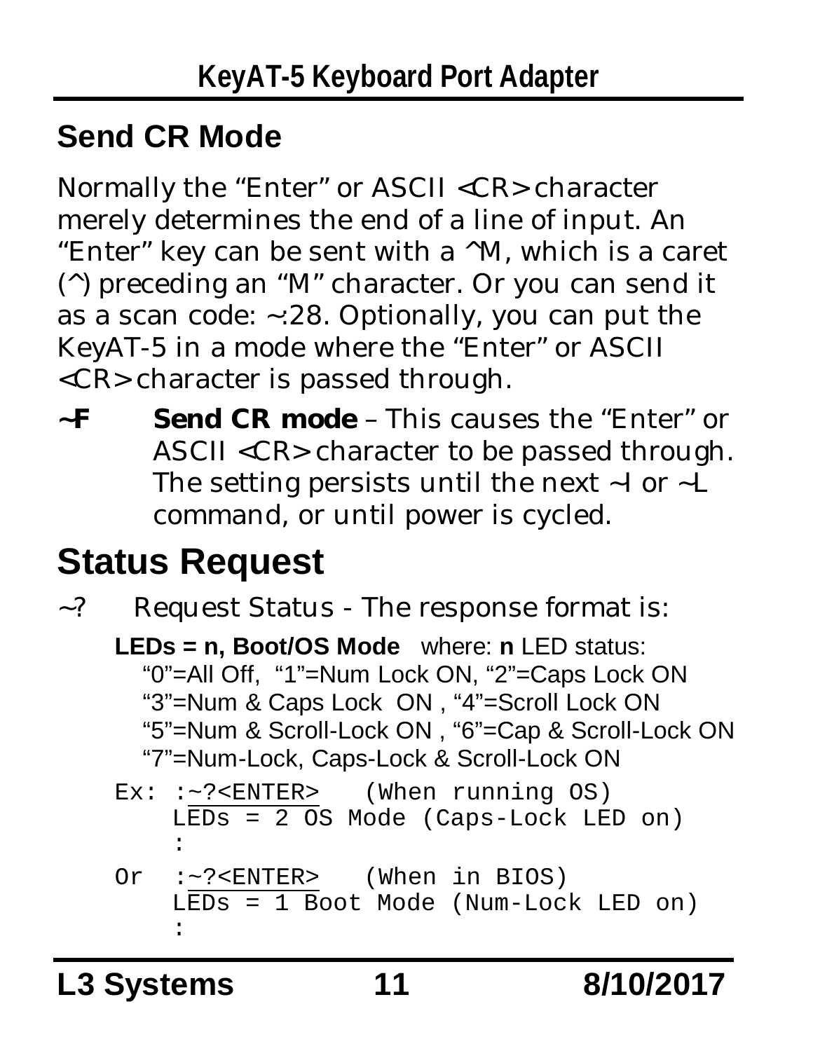## Send CR Mode

Normally the “Enter” or ASCII <CR> character merely determines the end of a line of input. An “Enter” key can be sent with a ^M, which is a caret (^) preceding an “M” character. Or you can send it as a scan code: ~:28. Optionally, you can put the KeyAT-5 in a mode where the “Enter” or ASCII <CR> character is passed through.

**~F** **Send CR mode** – This causes the “Enter” or ASCII <CR> character to be passed through. The setting persists until the next ~I or ~L command, or until power is cycled.

# Status Request

~? Request Status - The response format is:

**LEDs = n, Boot/OS Mode** where: **n** LED status:
“0”=All Off, “1”=Num Lock ON, “2”=Caps Lock ON
“3”=Num & Caps Lock ON , “4”=Scroll Lock ON
“5”=Num & Scroll-Lock ON , “6”=Cap & Scroll-Lock ON
“7”=Num-Lock, Caps-Lock & Scroll-Lock ON

```
Ex: :~?<ENTER>    (When running OS)
    LEDs = 2 OS Mode (Caps-Lock LED on)
    :
Or  :~?<ENTER>    (When in BIOS)
    LEDs = 1 Boot Mode (Num-Lock LED on)
    :
```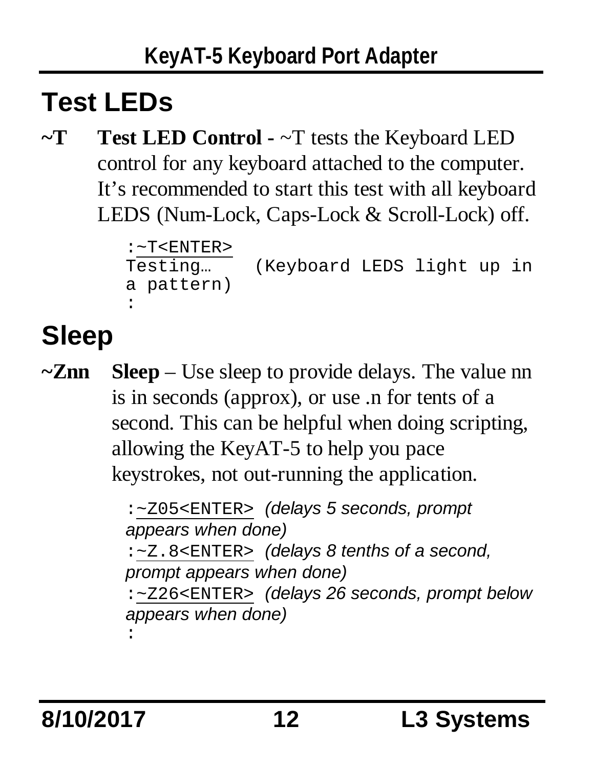## Test LEDs

**~T** **Test LED Control -** ~T tests the Keyboard LED control for any keyboard attached to the computer. It's recommended to start this test with all keyboard LEDS (Num-Lock, Caps-Lock & Scroll-Lock) off.

```
:~T<ENTER>
Testing…    (Keyboard LEDS light up in a pattern)
:
```

## Sleep

**~Znn** **Sleep** – Use sleep to provide delays. The value nn is in seconds (approx), or use .n for tents of a second. This can be helpful when doing scripting, allowing the KeyAT-5 to help you pace keystrokes, not out-running the application.

```
:~Z05<ENTER>  (delays 5 seconds, prompt appears when done)
:~Z.8<ENTER>  (delays 8 tenths of a second, prompt appears when done)
:~Z26<ENTER>  (delays 26 seconds, prompt below appears when done)
:
```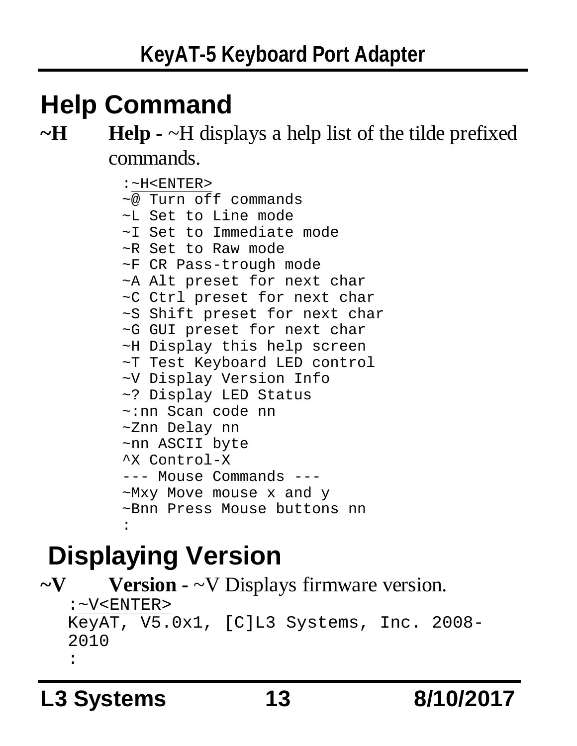## Help Command

**~H** **Help -** ~H displays a help list of the tilde prefixed commands.

```
:~H<ENTER>
~@ Turn off commands
~L Set to Line mode
~I Set to Immediate mode
~R Set to Raw mode
~F CR Pass-trough mode
~A Alt preset for next char
~C Ctrl preset for next char
~S Shift preset for next char
~G GUI preset for next char
~H Display this help screen
~T Test Keyboard LED control
~V Display Version Info
~? Display LED Status
~:nn Scan code nn
~Znn Delay nn
~nn ASCII byte
^X Control-X
--- Mouse Commands ---
~Mxy Move mouse x and y
~Bnn Press Mouse buttons nn
:
```

## Displaying Version

**~V** **Version -** ~V Displays firmware version.

```
:~V<ENTER>
KeyAT, V5.0x1, [C]L3 Systems, Inc. 2008-
2010
:
```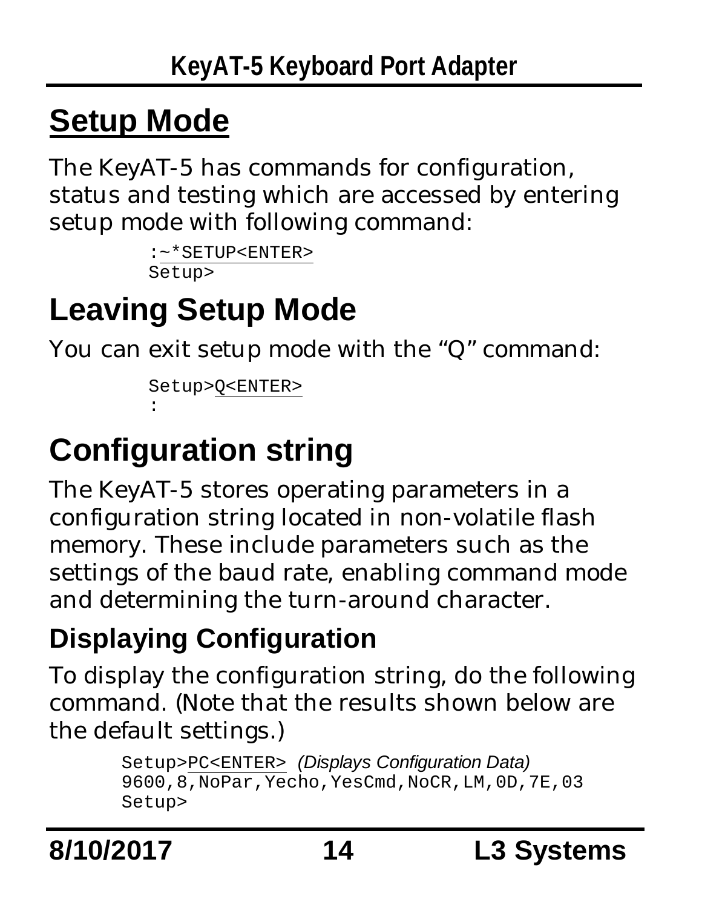# Setup Mode

The KeyAT-5 has commands for configuration, status and testing which are accessed by entering setup mode with following command:

```
:~*SETUP<ENTER>
Setup>
```

# Leaving Setup Mode

You can exit setup mode with the “Q” command:

```
Setup>Q<ENTER>
:
```

# Configuration string

The KeyAT-5 stores operating parameters in a configuration string located in non-volatile flash memory. These include parameters such as the settings of the baud rate, enabling command mode and determining the turn-around character.

## Displaying Configuration

To display the configuration string, do the following command. (Note that the results shown below are the default settings.)

```
Setup>PC<ENTER>  (Displays Configuration Data)
9600,8,NoPar,Yecho,YesCmd,NoCR,LM,0D,7E,03
Setup>
```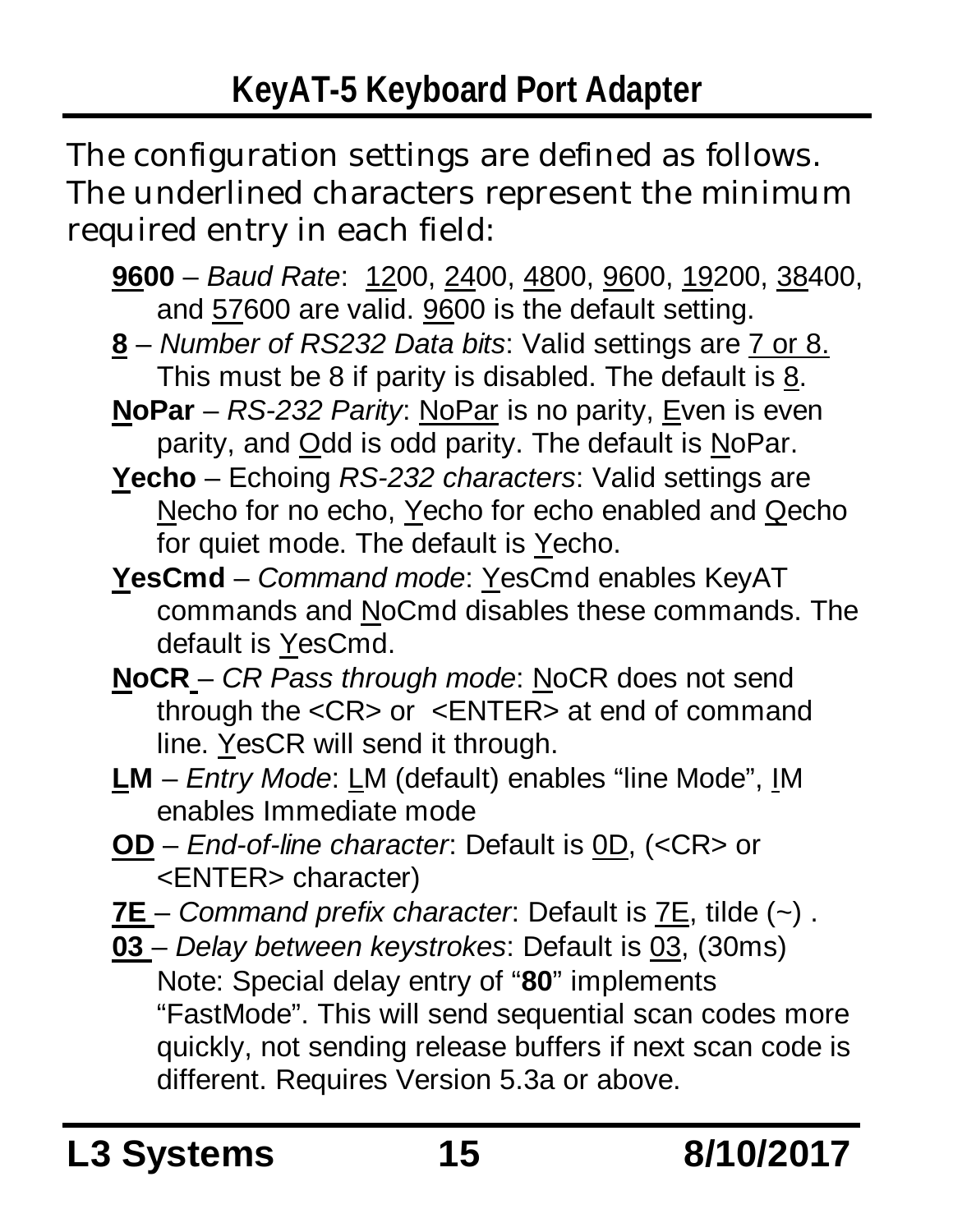The configuration settings are defined as follows. The underlined characters represent the minimum required entry in each field:

- **9600** – *Baud Rate*: 1200, 2400, 4800, 9600, 19200, 38400, and 57600 are valid. 9600 is the default setting.
- **8** – *Number of RS232 Data bits*: Valid settings are 7 or 8. This must be 8 if parity is disabled. The default is 8.
- **NoPar** – *RS-232 Parity*: NoPar is no parity, Even is even parity, and Odd is odd parity. The default is NoPar.
- **Yecho** – Echoing *RS-232 characters*: Valid settings are Necho for no echo, Yecho for echo enabled and Qecho for quiet mode. The default is Yecho.
- **YesCmd** – *Command mode*: YesCmd enables KeyAT commands and NoCmd disables these commands. The default is YesCmd.
- **NoCR** – *CR Pass through mode*: NoCR does not send through the <CR> or <ENTER> at end of command line. YesCR will send it through.
- **LM** – *Entry Mode*: LM (default) enables "line Mode", IM enables Immediate mode
- **OD** – *End-of-line character*: Default is 0D, (<CR> or <ENTER> character)
- **7E** – *Command prefix character*: Default is 7E, tilde (~) .
- **03** – *Delay between keystrokes*: Default is 03, (30ms) Note: Special delay entry of "**80**" implements "FastMode". This will send sequential scan codes more quickly, not sending release buffers if next scan code is different. Requires Version 5.3a or above.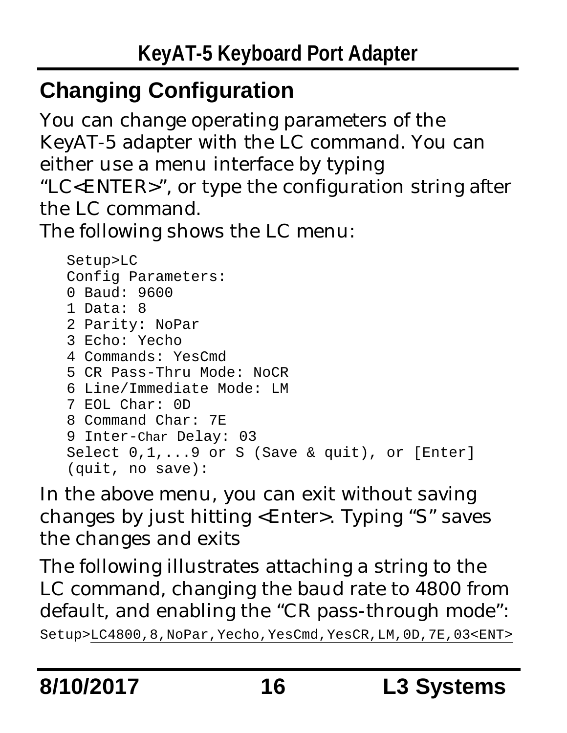## Changing Configuration

You can change operating parameters of the KeyAT-5 adapter with the LC command. You can either use a menu interface by typing "LC<ENTER>", or type the configuration string after the LC command.

The following shows the LC menu:

```
Setup>LC
Config Parameters:
0 Baud: 9600
1 Data: 8
2 Parity: NoPar
3 Echo: Yecho
4 Commands: YesCmd
5 CR Pass-Thru Mode: NoCR
6 Line/Immediate Mode: LM
7 EOL Char: 0D
8 Command Char: 7E
9 Inter-Char Delay: 03
Select 0,1,...9 or S (Save & quit), or [Enter]
(quit, no save):
```

In the above menu, you can exit without saving changes by just hitting <Enter>. Typing "S" saves the changes and exits

The following illustrates attaching a string to the LC command, changing the baud rate to 4800 from default, and enabling the "CR pass-through mode":

```
Setup>LC4800,8,NoPar,Yecho,YesCmd,YesCR,LM,0D,7E,03<ENT>
```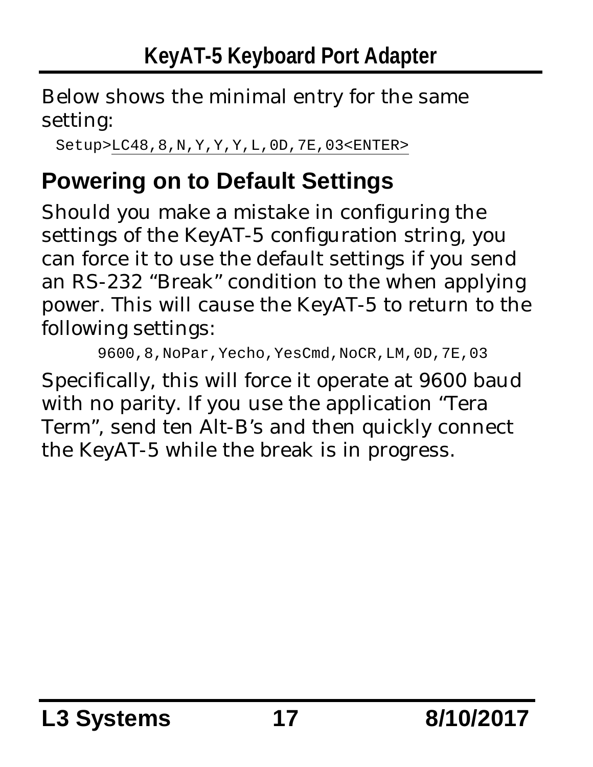Below shows the minimal entry for the same setting:

```
Setup>LC48,8,N,Y,Y,Y,L,0D,7E,03<ENTER>
```

## Powering on to Default Settings

Should you make a mistake in configuring the settings of the KeyAT-5 configuration string, you can force it to use the default settings if you send an RS-232 “Break” condition to the when applying power. This will cause the KeyAT-5 to return to the following settings:

```
9600,8,NoPar,Yecho,YesCmd,NoCR,LM,0D,7E,03
```

Specifically, this will force it operate at 9600 baud with no parity. If you use the application “Tera Term”, send ten Alt-B’s and then quickly connect the KeyAT-5 while the break is in progress.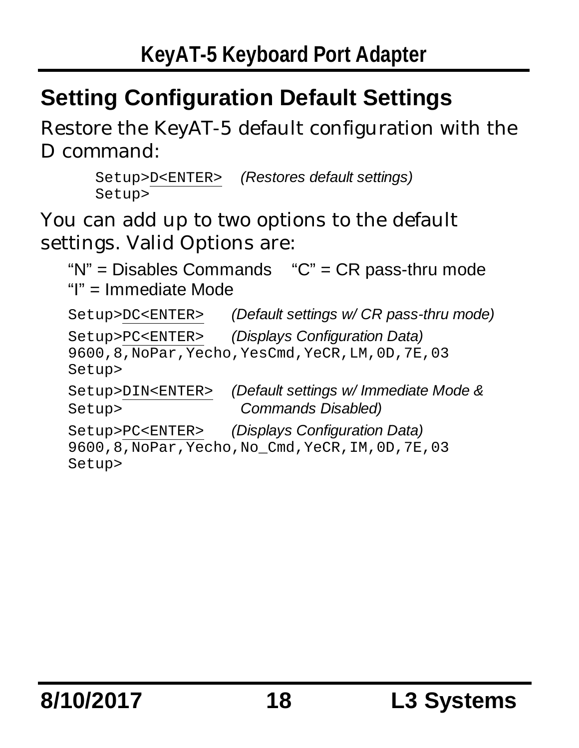## Setting Configuration Default Settings

Restore the KeyAT-5 default configuration with the D command:

```
Setup>D<ENTER>    (Restores default settings)
Setup>
```

You can add up to two options to the default settings. Valid Options are:

"N" = Disables Commands    "C" = CR pass-thru mode
"I" = Immediate Mode

```
Setup>DC<ENTER>     (Default settings w/ CR pass-thru mode)

Setup>PC<ENTER>     (Displays Configuration Data)
9600,8,NoPar,Yecho,YesCmd,YeCR,LM,0D,7E,03
Setup>

Setup>DIN<ENTER>    (Default settings w/ Immediate Mode &
Setup>               Commands Disabled)

Setup>PC<ENTER>     (Displays Configuration Data)
9600,8,NoPar,Yecho,No_Cmd,YeCR,IM,0D,7E,03
Setup>
```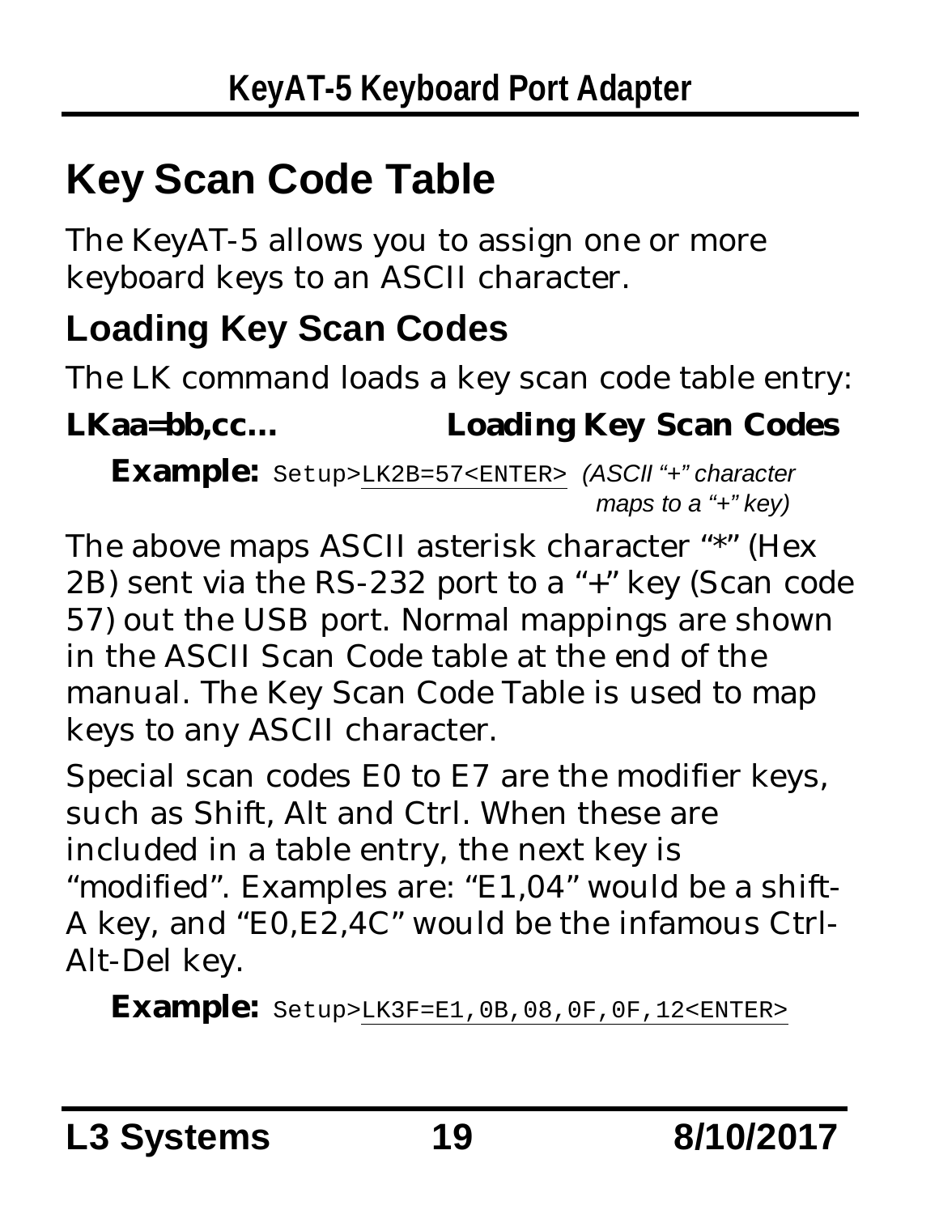# Key Scan Code Table

The KeyAT-5 allows you to assign one or more keyboard keys to an ASCII character.

## Loading Key Scan Codes

The LK command loads a key scan code table entry:

**LKaa=bb,cc...** **Loading Key Scan Codes**

**Example:** `Setup>LK2B=57<ENTER>` *(ASCII "+" character maps to a "+" key)*

The above maps ASCII asterisk character "*" (Hex 2B) sent via the RS-232 port to a "+" key (Scan code 57) out the USB port. Normal mappings are shown in the ASCII Scan Code table at the end of the manual. The Key Scan Code Table is used to map keys to any ASCII character.

Special scan codes E0 to E7 are the modifier keys, such as Shift, Alt and Ctrl. When these are included in a table entry, the next key is "modified". Examples are: "E1,04" would be a shift-A key, and "E0,E2,4C" would be the infamous Ctrl-Alt-Del key.

**Example:** `Setup>LK3F=E1,0B,08,0F,0F,12<ENTER>`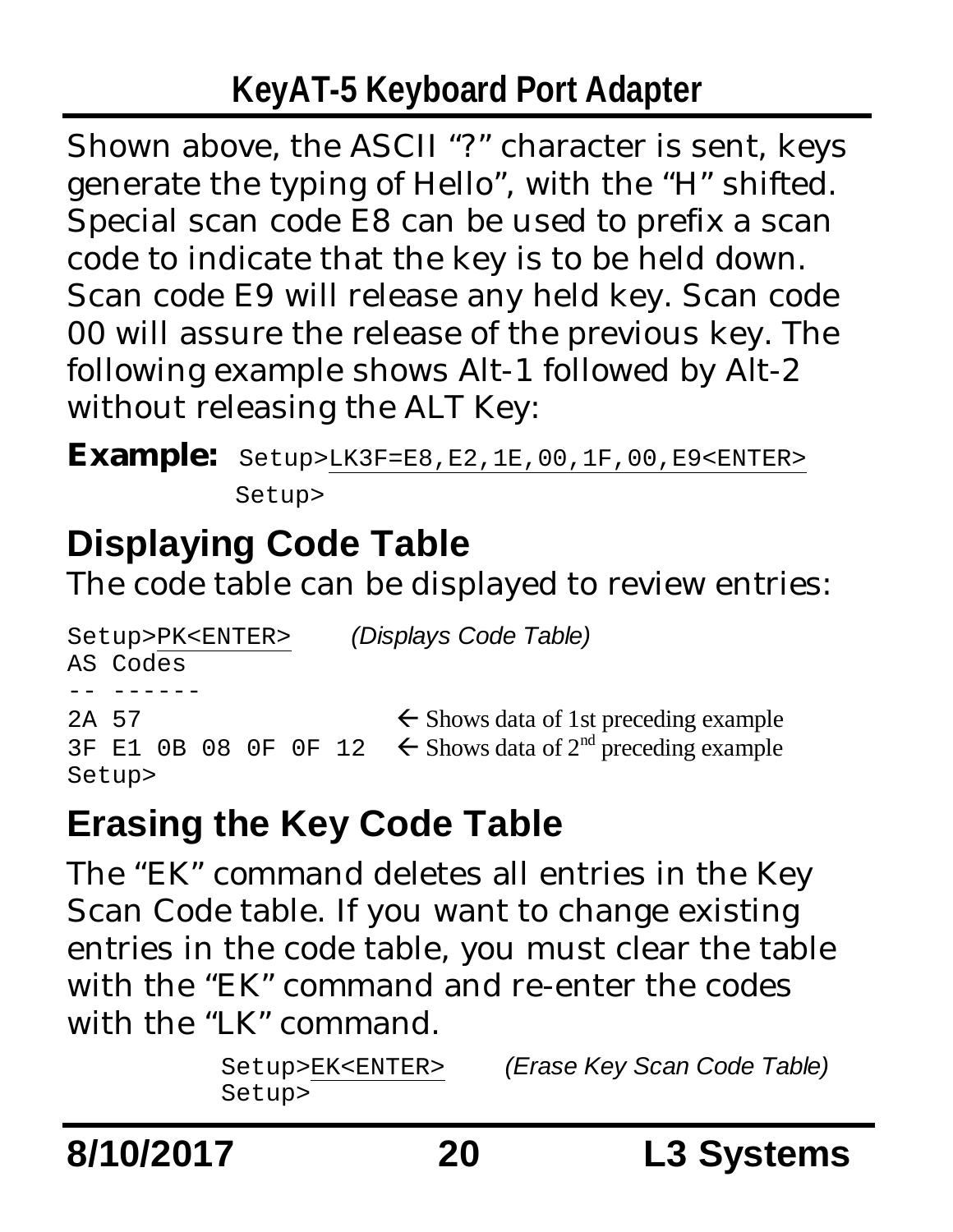Shown above, the ASCII "?" character is sent, keys generate the typing of Hello", with the "H" shifted. Special scan code E8 can be used to prefix a scan code to indicate that the key is to be held down. Scan code E9 will release any held key. Scan code 00 will assure the release of the previous key. The following example shows Alt-1 followed by Alt-2 without releasing the ALT Key:

**Example:**

```
Setup>LK3F=E8,E2,1E,00,1F,00,E9<ENTER>
Setup>
```

## Displaying Code Table

The code table can be displayed to review entries:

```
Setup>PK<ENTER>       (Displays Code Table)
AS Codes
-- ------
2A 57                 ← Shows data of 1st preceding example
3F E1 0B 08 0F 0F 12  ← Shows data of 2nd preceding example
Setup>
```

## Erasing the Key Code Table

The "EK" command deletes all entries in the Key Scan Code table. If you want to change existing entries in the code table, you must clear the table with the "EK" command and re-enter the codes with the "LK" command.

```
Setup>EK<ENTER>       (Erase Key Scan Code Table)
Setup>
```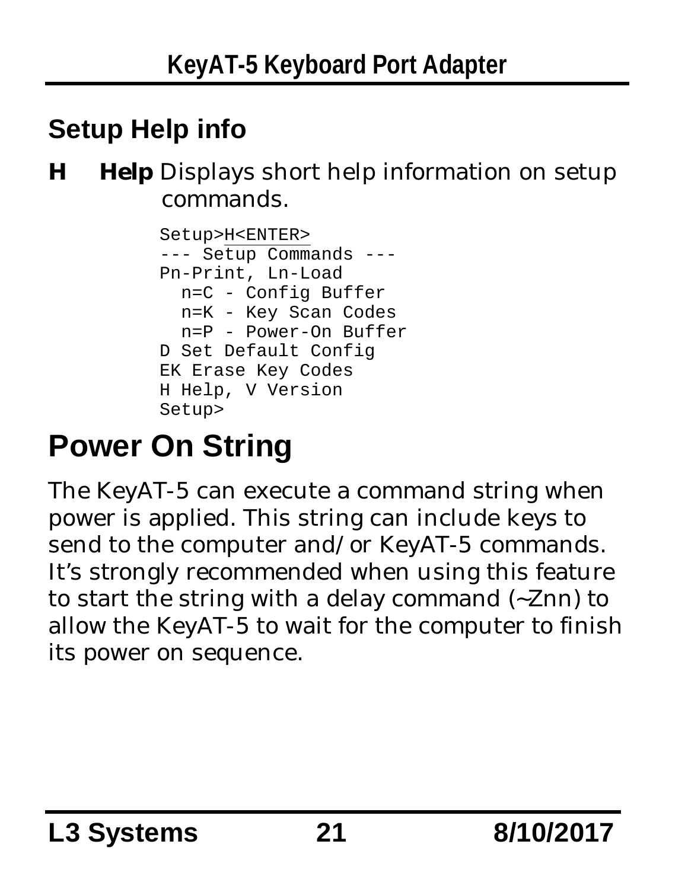## Setup Help info

**H** **Help** Displays short help information on setup commands.

```
Setup>H<ENTER>
--- Setup Commands ---
Pn-Print, Ln-Load
  n=C - Config Buffer
  n=K - Key Scan Codes
  n=P - Power-On Buffer
D Set Default Config
EK Erase Key Codes
H Help, V Version
Setup>
```

# Power On String

The KeyAT-5 can execute a command string when power is applied. This string can include keys to send to the computer and/or KeyAT-5 commands. It's strongly recommended when using this feature to start the string with a delay command (~Znn) to allow the KeyAT-5 to wait for the computer to finish its power on sequence.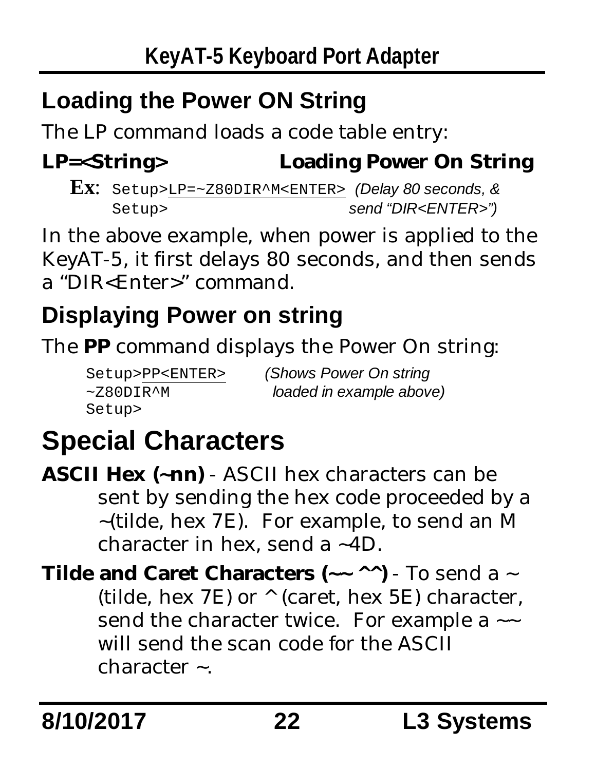## Loading the Power ON String

The LP command loads a code table entry:

**LP=<String>** **Loading Power On String**

**Ex**:
```
Setup>LP=~Z80DIR^M<ENTER>  (Delay 80 seconds, &
Setup>                      send "DIR<ENTER>")
```

In the above example, when power is applied to the KeyAT-5, it first delays 80 seconds, and then sends a "DIR<Enter>" command.

## Displaying Power on string

The **PP** command displays the Power On string:

```
Setup>PP<ENTER>    (Shows Power On string
~Z80DIR^M           loaded in example above)
Setup>
```

# Special Characters

**ASCII Hex (~nn)** - ASCII hex characters can be sent by sending the hex code proceeded by a ~(tilde, hex 7E). For example, to send an M character in hex, send a ~4D.

**Tilde and Caret Characters (~~ ^^)** - To send a ~ (tilde, hex 7E) or ^ (caret, hex 5E) character, send the character twice. For example a ~~ will send the scan code for the ASCII character ~.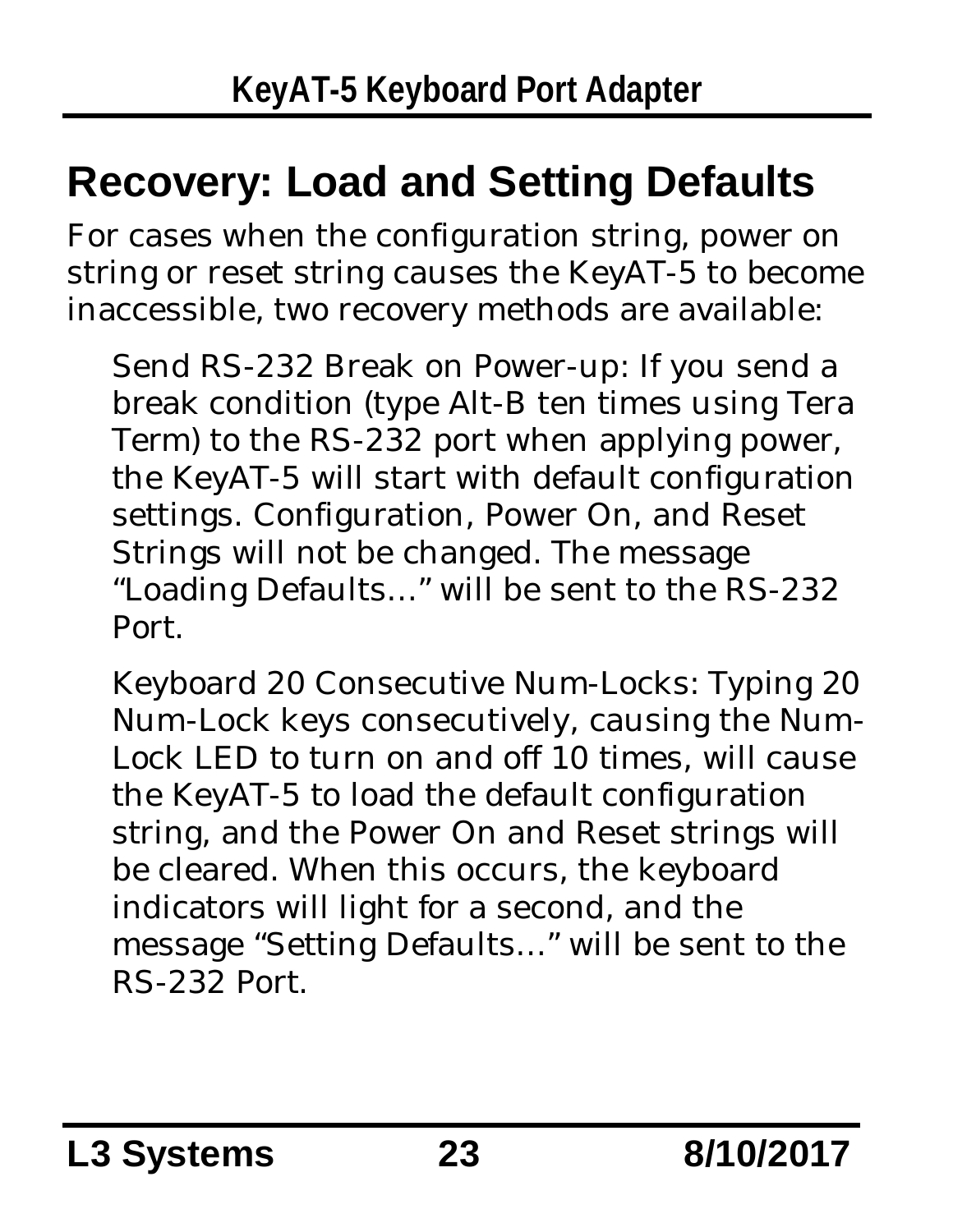## Recovery: Load and Setting Defaults

For cases when the configuration string, power on string or reset string causes the KeyAT-5 to become inaccessible, two recovery methods are available:

Send RS-232 Break on Power-up: If you send a break condition (type Alt-B ten times using Tera Term) to the RS-232 port when applying power, the KeyAT-5 will start with default configuration settings. Configuration, Power On, and Reset Strings will not be changed. The message "Loading Defaults..." will be sent to the RS-232 Port.

Keyboard 20 Consecutive Num-Locks: Typing 20 Num-Lock keys consecutively, causing the Num-Lock LED to turn on and off 10 times, will cause the KeyAT-5 to load the default configuration string, and the Power On and Reset strings will be cleared. When this occurs, the keyboard indicators will light for a second, and the message "Setting Defaults..." will be sent to the RS-232 Port.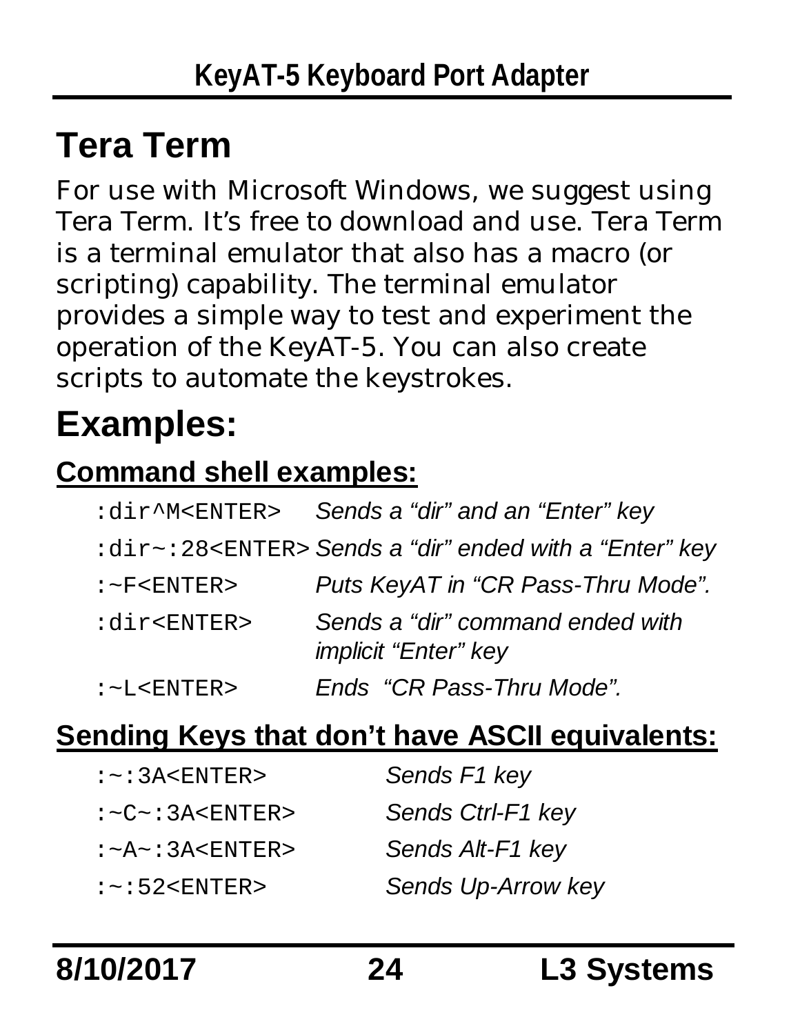# Tera Term

For use with Microsoft Windows, we suggest using Tera Term. It's free to download and use. Tera Term is a terminal emulator that also has a macro (or scripting) capability. The terminal emulator provides a simple way to test and experiment the operation of the KeyAT-5. You can also create scripts to automate the keystrokes.

# Examples:

## Command shell examples:

| | |
|---|---|
| `:dir^M<ENTER>` | *Sends a "dir" and an "Enter" key* |
| `:dir~:28<ENTER>` | *Sends a "dir" ended with a "Enter" key* |
| `:~F<ENTER>` | *Puts KeyAT in "CR Pass-Thru Mode".* |
| `:dir<ENTER>` | *Sends a "dir" command ended with implicit "Enter" key* |
| `:~L<ENTER>` | *Ends "CR Pass-Thru Mode".* |

## Sending Keys that don't have ASCII equivalents:

| | |
|---|---|
| `:~:3A<ENTER>` | *Sends F1 key* |
| `:~C~:3A<ENTER>` | *Sends Ctrl-F1 key* |
| `:~A~:3A<ENTER>` | *Sends Alt-F1 key* |
| `:~:52<ENTER>` | *Sends Up-Arrow key* |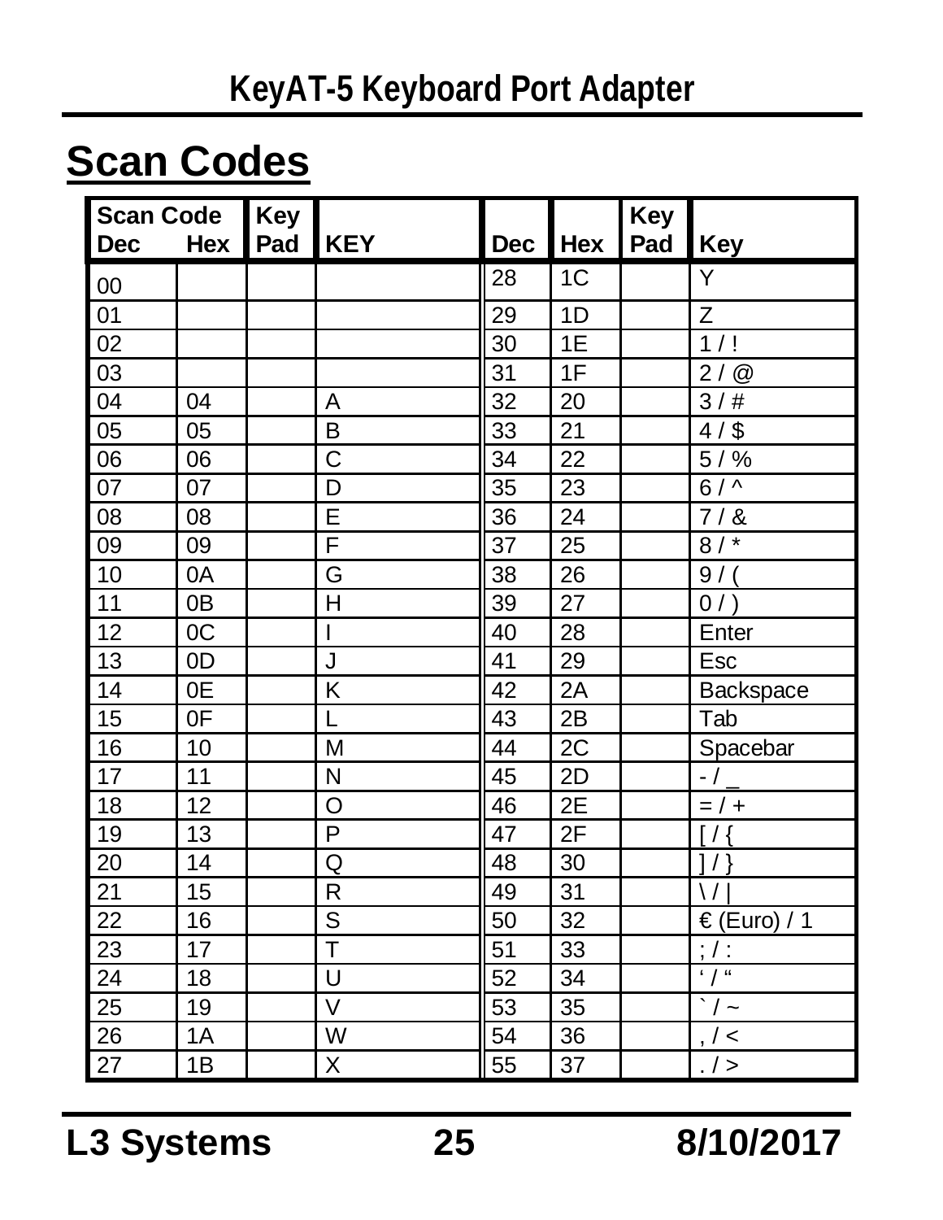## Scan Codes

| Scan Code Dec | Hex | Key Pad | KEY | Dec | Hex | Key Pad | Key |
|---|---|---|---|---|---|---|---|
| 00 | | | | 28 | 1C | | Y |
| 01 | | | | 29 | 1D | | Z |
| 02 | | | | 30 | 1E | | 1 / ! |
| 03 | | | | 31 | 1F | | 2 / @ |
| 04 | 04 | | A | 32 | 20 | | 3 / # |
| 05 | 05 | | B | 33 | 21 | | 4 / $ |
| 06 | 06 | | C | 34 | 22 | | 5 / % |
| 07 | 07 | | D | 35 | 23 | | 6 / ^ |
| 08 | 08 | | E | 36 | 24 | | 7 / & |
| 09 | 09 | | F | 37 | 25 | | 8 / * |
| 10 | 0A | | G | 38 | 26 | | 9 / ( |
| 11 | 0B | | H | 39 | 27 | | 0 / ) |
| 12 | 0C | | I | 40 | 28 | | Enter |
| 13 | 0D | | J | 41 | 29 | | Esc |
| 14 | 0E | | K | 42 | 2A | | Backspace |
| 15 | 0F | | L | 43 | 2B | | Tab |
| 16 | 10 | | M | 44 | 2C | | Spacebar |
| 17 | 11 | | N | 45 | 2D | | - / _ |
| 18 | 12 | | O | 46 | 2E | | = / + |
| 19 | 13 | | P | 47 | 2F | | [ / { |
| 20 | 14 | | Q | 48 | 30 | | ] / } |
| 21 | 15 | | R | 49 | 31 | | \ / &#124; |
| 22 | 16 | | S | 50 | 32 | | € (Euro) / 1 |
| 23 | 17 | | T | 51 | 33 | | ; / : |
| 24 | 18 | | U | 52 | 34 | | ‘ / “ |
| 25 | 19 | | V | 53 | 35 | | ` / ~ |
| 26 | 1A | | W | 54 | 36 | | , / < |
| 27 | 1B | | X | 55 | 37 | | . / > |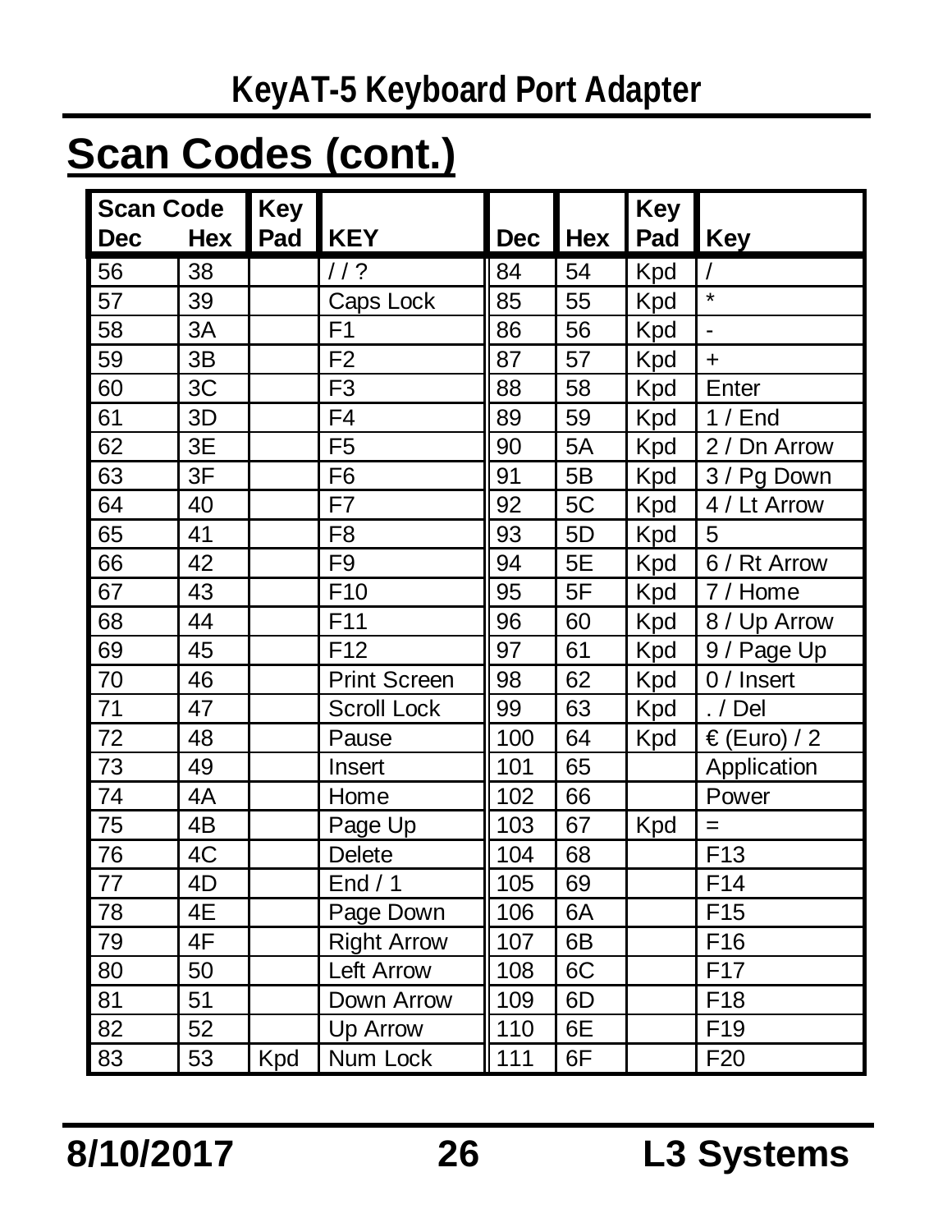## Scan Codes (cont.)

| Scan Code Dec | Hex | Key Pad | KEY | Dec | Hex | Key Pad | Key |
|---|---|---|---|---|---|---|---|
| 56 | 38 | | / / ? | 84 | 54 | Kpd | / |
| 57 | 39 | | Caps Lock | 85 | 55 | Kpd | * |
| 58 | 3A | | F1 | 86 | 56 | Kpd | - |
| 59 | 3B | | F2 | 87 | 57 | Kpd | + |
| 60 | 3C | | F3 | 88 | 58 | Kpd | Enter |
| 61 | 3D | | F4 | 89 | 59 | Kpd | 1 / End |
| 62 | 3E | | F5 | 90 | 5A | Kpd | 2 / Dn Arrow |
| 63 | 3F | | F6 | 91 | 5B | Kpd | 3 / Pg Down |
| 64 | 40 | | F7 | 92 | 5C | Kpd | 4 / Lt Arrow |
| 65 | 41 | | F8 | 93 | 5D | Kpd | 5 |
| 66 | 42 | | F9 | 94 | 5E | Kpd | 6 / Rt Arrow |
| 67 | 43 | | F10 | 95 | 5F | Kpd | 7 / Home |
| 68 | 44 | | F11 | 96 | 60 | Kpd | 8 / Up Arrow |
| 69 | 45 | | F12 | 97 | 61 | Kpd | 9 / Page Up |
| 70 | 46 | | Print Screen | 98 | 62 | Kpd | 0 / Insert |
| 71 | 47 | | Scroll Lock | 99 | 63 | Kpd | . / Del |
| 72 | 48 | | Pause | 100 | 64 | Kpd | € (Euro) / 2 |
| 73 | 49 | | Insert | 101 | 65 | | Application |
| 74 | 4A | | Home | 102 | 66 | | Power |
| 75 | 4B | | Page Up | 103 | 67 | Kpd | = |
| 76 | 4C | | Delete | 104 | 68 | | F13 |
| 77 | 4D | | End / 1 | 105 | 69 | | F14 |
| 78 | 4E | | Page Down | 106 | 6A | | F15 |
| 79 | 4F | | Right Arrow | 107 | 6B | | F16 |
| 80 | 50 | | Left Arrow | 108 | 6C | | F17 |
| 81 | 51 | | Down Arrow | 109 | 6D | | F18 |
| 82 | 52 | | Up Arrow | 110 | 6E | | F19 |
| 83 | 53 | Kpd | Num Lock | 111 | 6F | | F20 |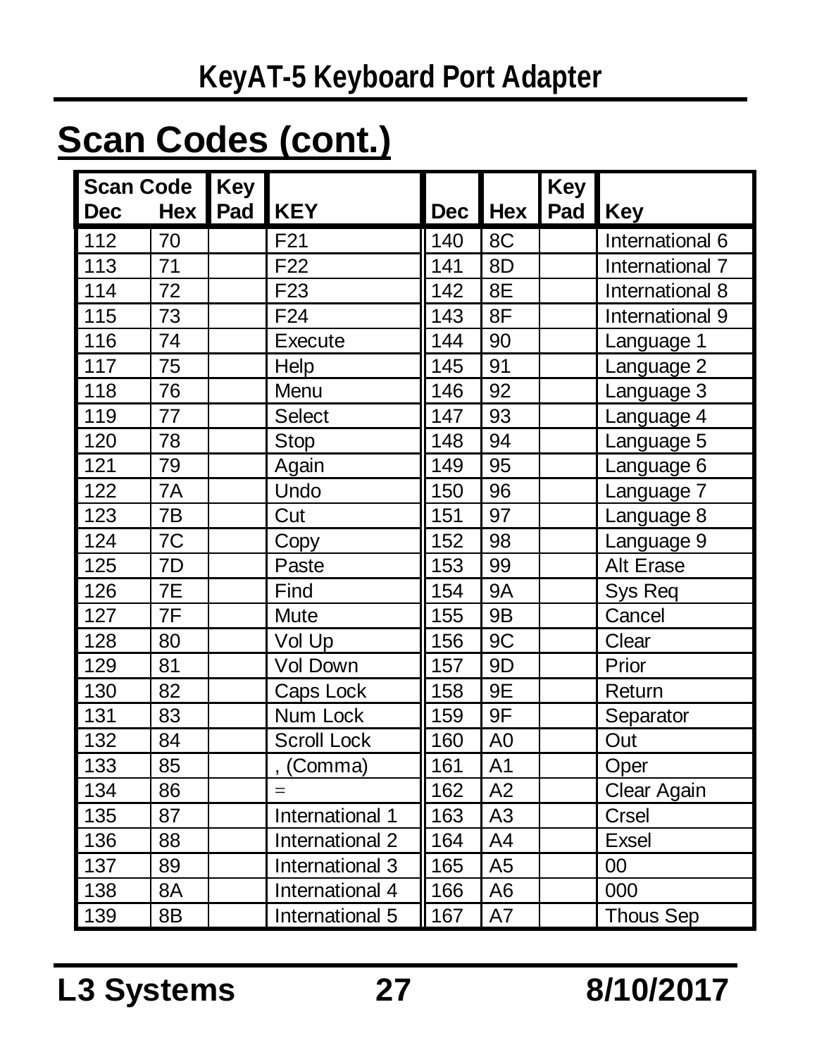# KeyAT-5 Keyboard Port Adapter

## Scan Codes (cont.)

| Scan Code Dec | Hex | Key Pad | KEY | Dec | Hex | Key Pad | Key |
|---|---|---|---|---|---|---|---|
| 112 | 70 | | F21 | 140 | 8C | | International 6 |
| 113 | 71 | | F22 | 141 | 8D | | International 7 |
| 114 | 72 | | F23 | 142 | 8E | | International 8 |
| 115 | 73 | | F24 | 143 | 8F | | International 9 |
| 116 | 74 | | Execute | 144 | 90 | | Language 1 |
| 117 | 75 | | Help | 145 | 91 | | Language 2 |
| 118 | 76 | | Menu | 146 | 92 | | Language 3 |
| 119 | 77 | | Select | 147 | 93 | | Language 4 |
| 120 | 78 | | Stop | 148 | 94 | | Language 5 |
| 121 | 79 | | Again | 149 | 95 | | Language 6 |
| 122 | 7A | | Undo | 150 | 96 | | Language 7 |
| 123 | 7B | | Cut | 151 | 97 | | Language 8 |
| 124 | 7C | | Copy | 152 | 98 | | Language 9 |
| 125 | 7D | | Paste | 153 | 99 | | Alt Erase |
| 126 | 7E | | Find | 154 | 9A | | Sys Req |
| 127 | 7F | | Mute | 155 | 9B | | Cancel |
| 128 | 80 | | Vol Up | 156 | 9C | | Clear |
| 129 | 81 | | Vol Down | 157 | 9D | | Prior |
| 130 | 82 | | Caps Lock | 158 | 9E | | Return |
| 131 | 83 | | Num Lock | 159 | 9F | | Separator |
| 132 | 84 | | Scroll Lock | 160 | A0 | | Out |
| 133 | 85 | | , (Comma) | 161 | A1 | | Oper |
| 134 | 86 | | = | 162 | A2 | | Clear Again |
| 135 | 87 | | International 1 | 163 | A3 | | Crsel |
| 136 | 88 | | International 2 | 164 | A4 | | Exsel |
| 137 | 89 | | International 3 | 165 | A5 | | 00 |
| 138 | 8A | | International 4 | 166 | A6 | | 000 |
| 139 | 8B | | International 5 | 167 | A7 | | Thous Sep |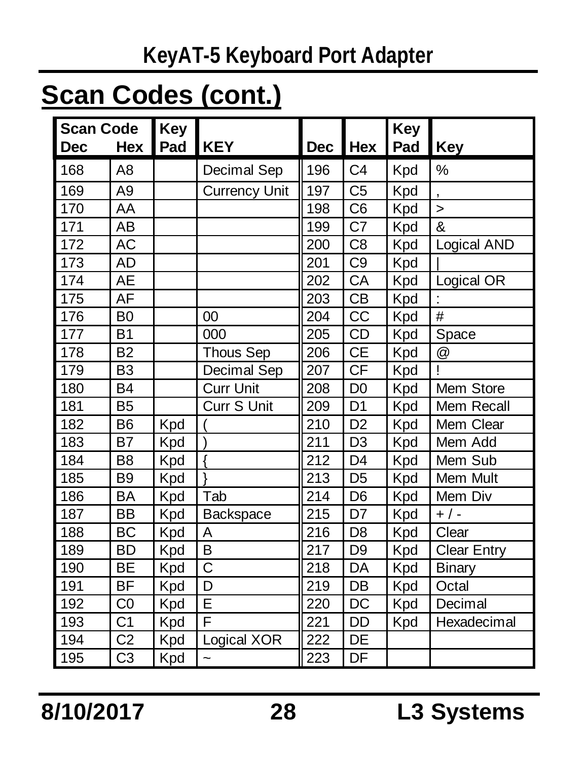# Scan Codes (cont.)

| Scan Code Dec | Hex | Key Pad | KEY | Dec | Hex | Key Pad | Key |
|---|---|---|---|---|---|---|---|
| 168 | A8 | | Decimal Sep | 196 | C4 | Kpd | % |
| 169 | A9 | | Currency Unit | 197 | C5 | Kpd | , |
| 170 | AA | | | 198 | C6 | Kpd | > |
| 171 | AB | | | 199 | C7 | Kpd | & |
| 172 | AC | | | 200 | C8 | Kpd | Logical AND |
| 173 | AD | | | 201 | C9 | Kpd | \| |
| 174 | AE | | | 202 | CA | Kpd | Logical OR |
| 175 | AF | | | 203 | CB | Kpd | : |
| 176 | B0 | | 00 | 204 | CC | Kpd | # |
| 177 | B1 | | 000 | 205 | CD | Kpd | Space |
| 178 | B2 | | Thous Sep | 206 | CE | Kpd | @ |
| 179 | B3 | | Decimal Sep | 207 | CF | Kpd | ! |
| 180 | B4 | | Curr Unit | 208 | D0 | Kpd | Mem Store |
| 181 | B5 | | Curr S Unit | 209 | D1 | Kpd | Mem Recall |
| 182 | B6 | Kpd | ( | 210 | D2 | Kpd | Mem Clear |
| 183 | B7 | Kpd | ) | 211 | D3 | Kpd | Mem Add |
| 184 | B8 | Kpd | { | 212 | D4 | Kpd | Mem Sub |
| 185 | B9 | Kpd | } | 213 | D5 | Kpd | Mem Mult |
| 186 | BA | Kpd | Tab | 214 | D6 | Kpd | Mem Div |
| 187 | BB | Kpd | Backspace | 215 | D7 | Kpd | + / - |
| 188 | BC | Kpd | A | 216 | D8 | Kpd | Clear |
| 189 | BD | Kpd | B | 217 | D9 | Kpd | Clear Entry |
| 190 | BE | Kpd | C | 218 | DA | Kpd | Binary |
| 191 | BF | Kpd | D | 219 | DB | Kpd | Octal |
| 192 | C0 | Kpd | E | 220 | DC | Kpd | Decimal |
| 193 | C1 | Kpd | F | 221 | DD | Kpd | Hexadecimal |
| 194 | C2 | Kpd | Logical XOR | 222 | DE | | |
| 195 | C3 | Kpd | ~ | 223 | DF | | |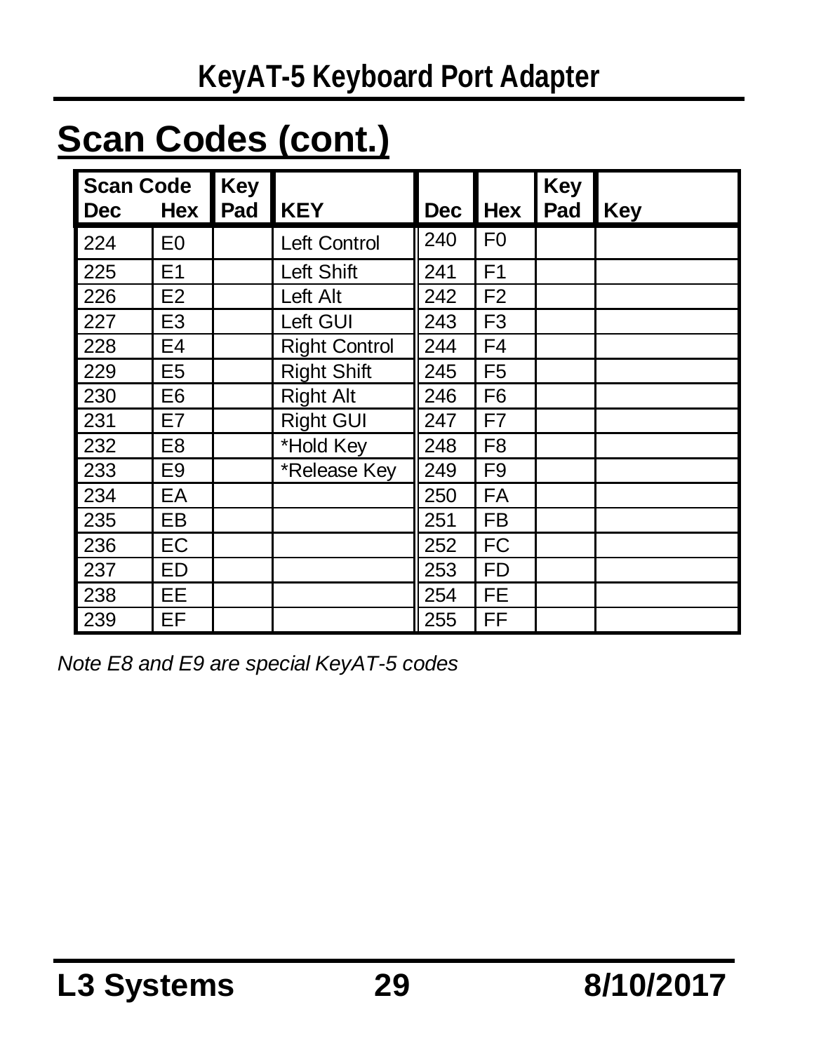## Scan Codes (cont.)

| Scan Code Dec | Hex | Key Pad | KEY | Dec | Hex | Key Pad | Key |
|---|---|---|---|---|---|---|---|
| 224 | E0 | | Left Control | 240 | F0 | | |
| 225 | E1 | | Left Shift | 241 | F1 | | |
| 226 | E2 | | Left Alt | 242 | F2 | | |
| 227 | E3 | | Left GUI | 243 | F3 | | |
| 228 | E4 | | Right Control | 244 | F4 | | |
| 229 | E5 | | Right Shift | 245 | F5 | | |
| 230 | E6 | | Right Alt | 246 | F6 | | |
| 231 | E7 | | Right GUI | 247 | F7 | | |
| 232 | E8 | | *Hold Key | 248 | F8 | | |
| 233 | E9 | | *Release Key | 249 | F9 | | |
| 234 | EA | | | 250 | FA | | |
| 235 | EB | | | 251 | FB | | |
| 236 | EC | | | 252 | FC | | |
| 237 | ED | | | 253 | FD | | |
| 238 | EE | | | 254 | FE | | |
| 239 | EF | | | 255 | FF | | |

*Note E8 and E9 are special KeyAT-5 codes*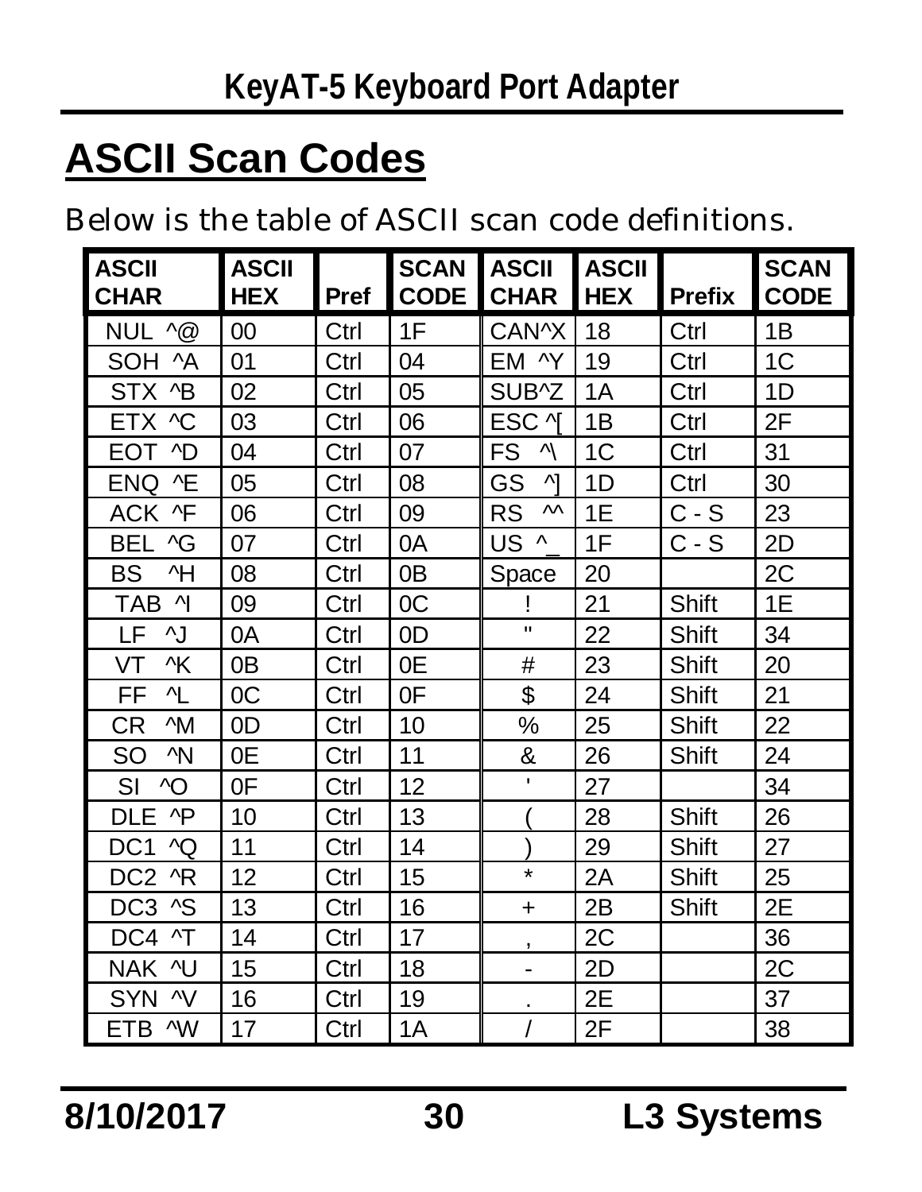## ASCII Scan Codes

Below is the table of ASCII scan code definitions.

| ASCII CHAR | ASCII HEX | Pref | SCAN CODE | ASCII CHAR | ASCII HEX | Prefix | SCAN CODE |
|---|---|---|---|---|---|---|---|
| NUL ^@ | 00 | Ctrl | 1F | CAN^X | 18 | Ctrl | 1B |
| SOH ^A | 01 | Ctrl | 04 | EM ^Y | 19 | Ctrl | 1C |
| STX ^B | 02 | Ctrl | 05 | SUB^Z | 1A | Ctrl | 1D |
| ETX ^C | 03 | Ctrl | 06 | ESC ^[ | 1B | Ctrl | 2F |
| EOT ^D | 04 | Ctrl | 07 | FS ^\ | 1C | Ctrl | 31 |
| ENQ ^E | 05 | Ctrl | 08 | GS ^] | 1D | Ctrl | 30 |
| ACK ^F | 06 | Ctrl | 09 | RS ^^ | 1E | C - S | 23 |
| BEL ^G | 07 | Ctrl | 0A | US ^_ | 1F | C - S | 2D |
| BS ^H | 08 | Ctrl | 0B | Space | 20 | | 2C |
| TAB ^I | 09 | Ctrl | 0C | ! | 21 | Shift | 1E |
| LF ^J | 0A | Ctrl | 0D | " | 22 | Shift | 34 |
| VT ^K | 0B | Ctrl | 0E | # | 23 | Shift | 20 |
| FF ^L | 0C | Ctrl | 0F | $ | 24 | Shift | 21 |
| CR ^M | 0D | Ctrl | 10 | % | 25 | Shift | 22 |
| SO ^N | 0E | Ctrl | 11 | & | 26 | Shift | 24 |
| SI ^O | 0F | Ctrl | 12 | ' | 27 | | 34 |
| DLE ^P | 10 | Ctrl | 13 | ( | 28 | Shift | 26 |
| DC1 ^Q | 11 | Ctrl | 14 | ) | 29 | Shift | 27 |
| DC2 ^R | 12 | Ctrl | 15 | * | 2A | Shift | 25 |
| DC3 ^S | 13 | Ctrl | 16 | + | 2B | Shift | 2E |
| DC4 ^T | 14 | Ctrl | 17 | , | 2C | | 36 |
| NAK ^U | 15 | Ctrl | 18 | - | 2D | | 2C |
| SYN ^V | 16 | Ctrl | 19 | . | 2E | | 37 |
| ETB ^W | 17 | Ctrl | 1A | / | 2F | | 38 |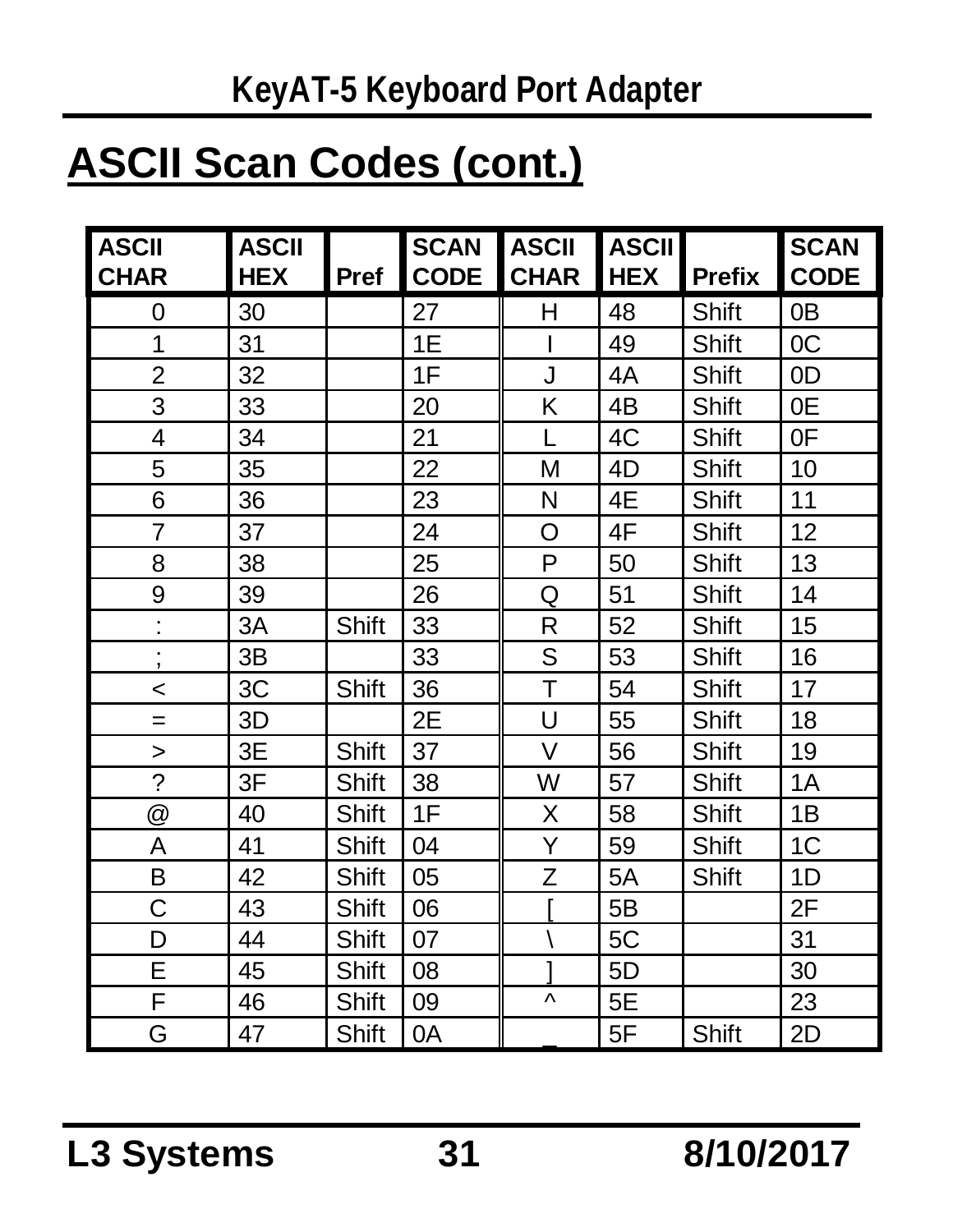## ASCII Scan Codes (cont.)

| ASCII CHAR | ASCII HEX | Pref | SCAN CODE | ASCII CHAR | ASCII HEX | Prefix | SCAN CODE |
|---|---|---|---|---|---|---|---|
| 0 | 30 | | 27 | H | 48 | Shift | 0B |
| 1 | 31 | | 1E | I | 49 | Shift | 0C |
| 2 | 32 | | 1F | J | 4A | Shift | 0D |
| 3 | 33 | | 20 | K | 4B | Shift | 0E |
| 4 | 34 | | 21 | L | 4C | Shift | 0F |
| 5 | 35 | | 22 | M | 4D | Shift | 10 |
| 6 | 36 | | 23 | N | 4E | Shift | 11 |
| 7 | 37 | | 24 | O | 4F | Shift | 12 |
| 8 | 38 | | 25 | P | 50 | Shift | 13 |
| 9 | 39 | | 26 | Q | 51 | Shift | 14 |
| : | 3A | Shift | 33 | R | 52 | Shift | 15 |
| ; | 3B | | 33 | S | 53 | Shift | 16 |
| < | 3C | Shift | 36 | T | 54 | Shift | 17 |
| = | 3D | | 2E | U | 55 | Shift | 18 |
| > | 3E | Shift | 37 | V | 56 | Shift | 19 |
| ? | 3F | Shift | 38 | W | 57 | Shift | 1A |
| @ | 40 | Shift | 1F | X | 58 | Shift | 1B |
| A | 41 | Shift | 04 | Y | 59 | Shift | 1C |
| B | 42 | Shift | 05 | Z | 5A | Shift | 1D |
| C | 43 | Shift | 06 | [ | 5B | | 2F |
| D | 44 | Shift | 07 | \ | 5C | | 31 |
| E | 45 | Shift | 08 | ] | 5D | | 30 |
| F | 46 | Shift | 09 | ^ | 5E | | 23 |
| G | 47 | Shift | 0A | _ | 5F | Shift | 2D |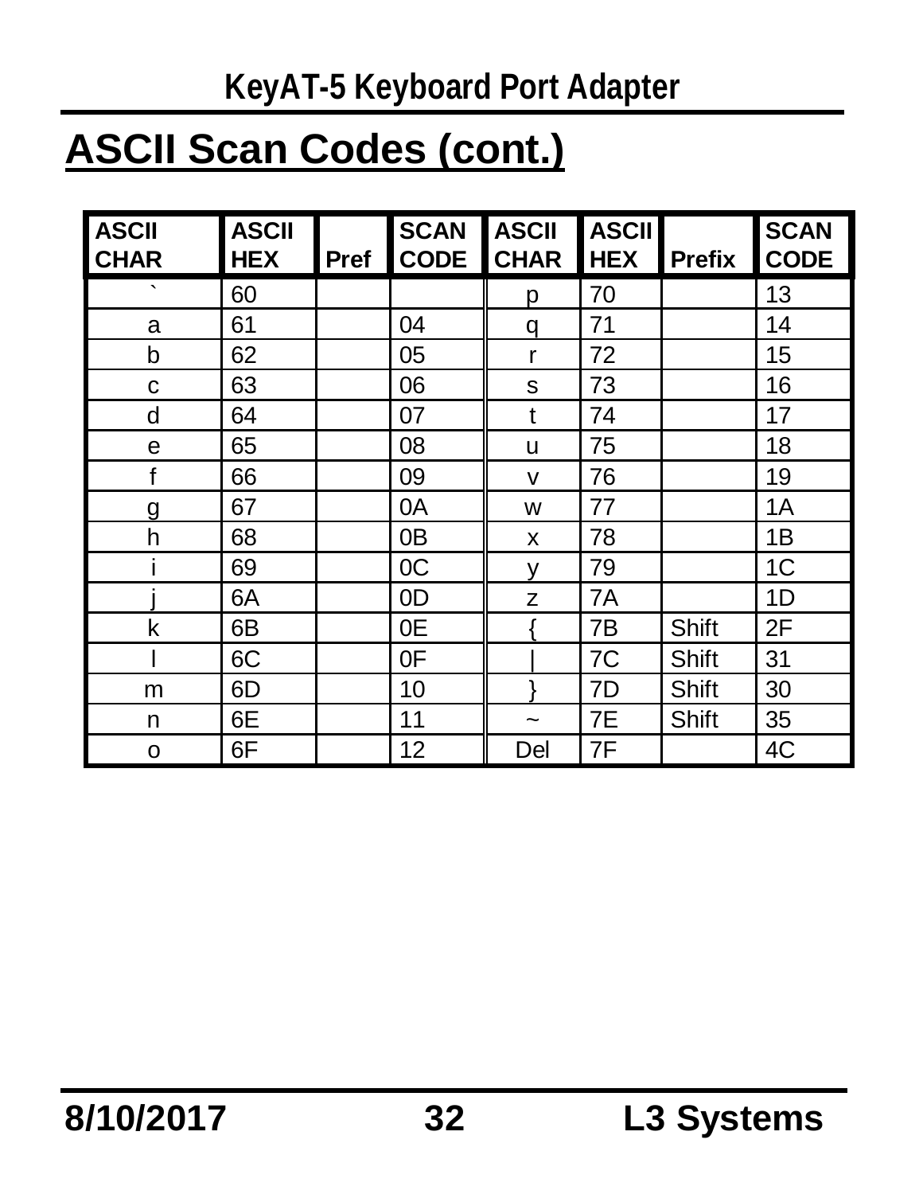## ASCII Scan Codes (cont.)

| ASCII CHAR | ASCII HEX | Pref | SCAN CODE | ASCII CHAR | ASCII HEX | Prefix | SCAN CODE |
|---|---|---|---|---|---|---|---|
| ` | 60 | | | p | 70 | | 13 |
| a | 61 | | 04 | q | 71 | | 14 |
| b | 62 | | 05 | r | 72 | | 15 |
| c | 63 | | 06 | s | 73 | | 16 |
| d | 64 | | 07 | t | 74 | | 17 |
| e | 65 | | 08 | u | 75 | | 18 |
| f | 66 | | 09 | v | 76 | | 19 |
| g | 67 | | 0A | w | 77 | | 1A |
| h | 68 | | 0B | x | 78 | | 1B |
| i | 69 | | 0C | y | 79 | | 1C |
| j | 6A | | 0D | z | 7A | | 1D |
| k | 6B | | 0E | { | 7B | Shift | 2F |
| l | 6C | | 0F | \| | 7C | Shift | 31 |
| m | 6D | | 10 | } | 7D | Shift | 30 |
| n | 6E | | 11 | ~ | 7E | Shift | 35 |
| o | 6F | | 12 | Del | 7F | | 4C |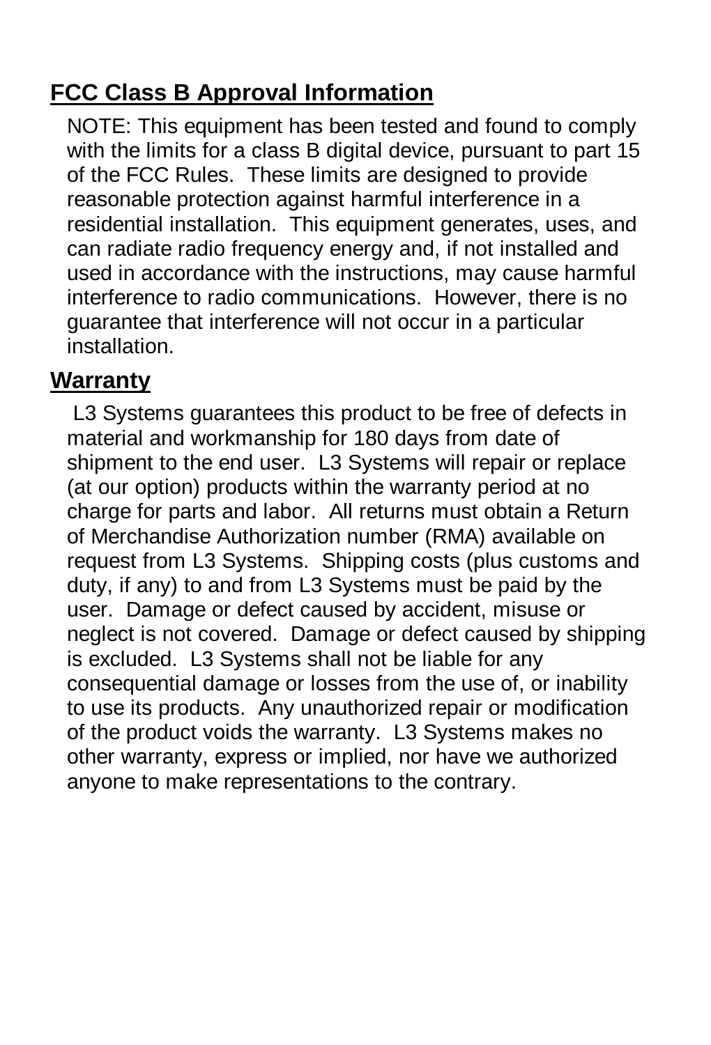## FCC Class B Approval Information

NOTE: This equipment has been tested and found to comply with the limits for a class B digital device, pursuant to part 15 of the FCC Rules. These limits are designed to provide reasonable protection against harmful interference in a residential installation. This equipment generates, uses, and can radiate radio frequency energy and, if not installed and used in accordance with the instructions, may cause harmful interference to radio communications. However, there is no guarantee that interference will not occur in a particular installation.

## Warranty

L3 Systems guarantees this product to be free of defects in material and workmanship for 180 days from date of shipment to the end user. L3 Systems will repair or replace (at our option) products within the warranty period at no charge for parts and labor. All returns must obtain a Return of Merchandise Authorization number (RMA) available on request from L3 Systems. Shipping costs (plus customs and duty, if any) to and from L3 Systems must be paid by the user. Damage or defect caused by accident, misuse or neglect is not covered. Damage or defect caused by shipping is excluded. L3 Systems shall not be liable for any consequential damage or losses from the use of, or inability to use its products. Any unauthorized repair or modification of the product voids the warranty. L3 Systems makes no other warranty, express or implied, nor have we authorized anyone to make representations to the contrary.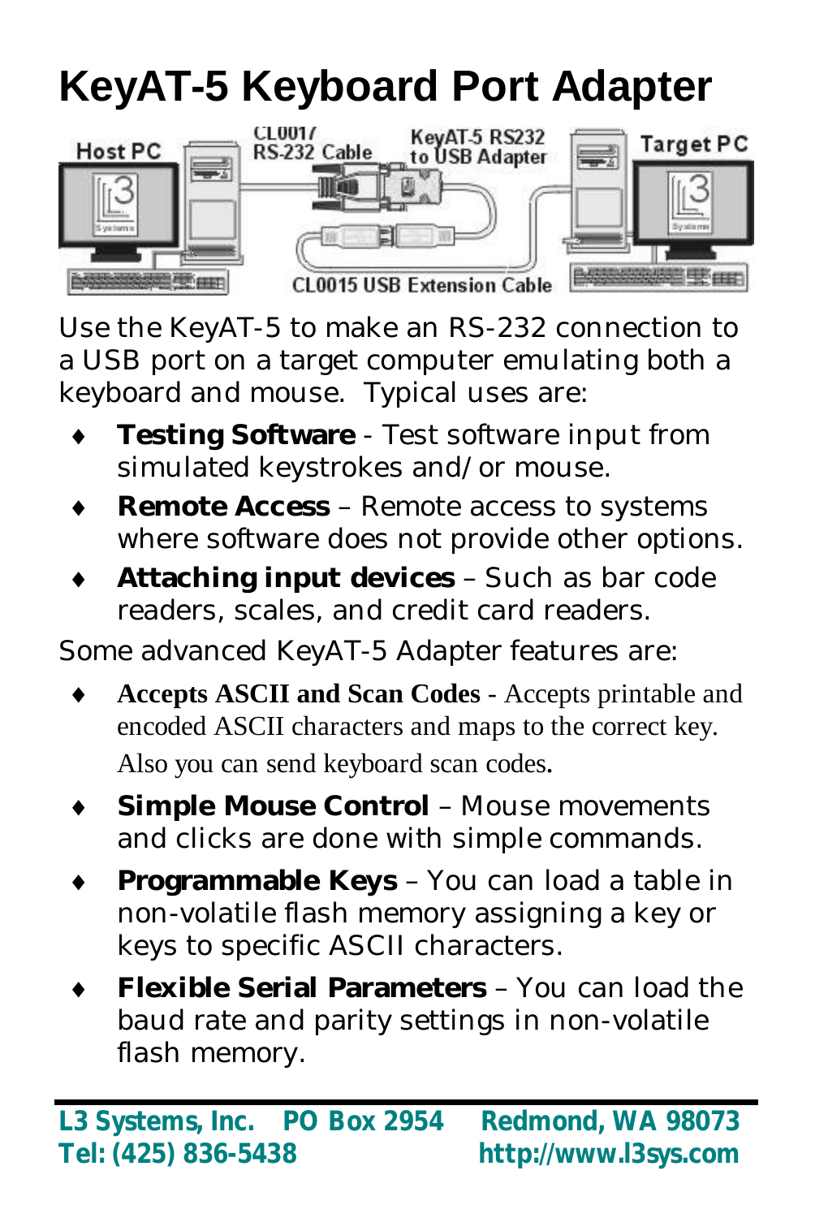# KeyAT-5 Keyboard Port Adapter

Host PC
CL0017 RS-232 Cable
KeyAT-5 RS232 to USB Adapter
Target PC
CL0015 USB Extension Cable

Use the KeyAT-5 to make an RS-232 connection to a USB port on a target computer emulating both a keyboard and mouse. Typical uses are:

- **Testing Software** - Test software input from simulated keystrokes and/or mouse.
- **Remote Access** – Remote access to systems where software does not provide other options.
- **Attaching input devices** – Such as bar code readers, scales, and credit card readers.

Some advanced KeyAT-5 Adapter features are:

- **Accepts ASCII and Scan Codes** - Accepts printable and encoded ASCII characters and maps to the correct key. Also you can send keyboard scan codes.
- **Simple Mouse Control** – Mouse movements and clicks are done with simple commands.
- **Programmable Keys** – You can load a table in non-volatile flash memory assigning a key or keys to specific ASCII characters.
- **Flexible Serial Parameters** – You can load the baud rate and parity settings in non-volatile flash memory.

---

**L3 Systems, Inc. PO Box 2954 Redmond, WA 98073**
**Tel: (425) 836-5438 http://www.l3sys.com**